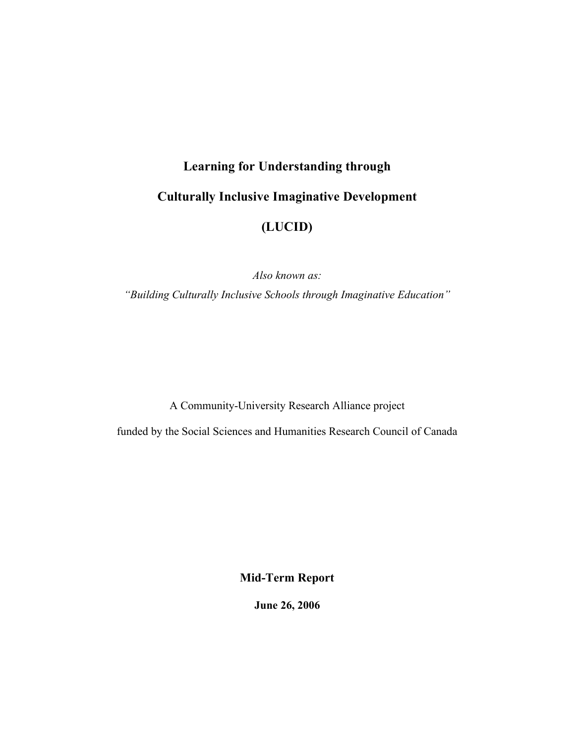# Learning for Understanding through

# Culturally Inclusive Imaginative Development

# (LUCID)

*Also known as:*

*"Building Culturally Inclusive Schools through Imaginative Education"*

A Community-University Research Alliance project

funded by the Social Sciences and Humanities Research Council of Canada

**Mid-Term Report**

**June 26, 2006**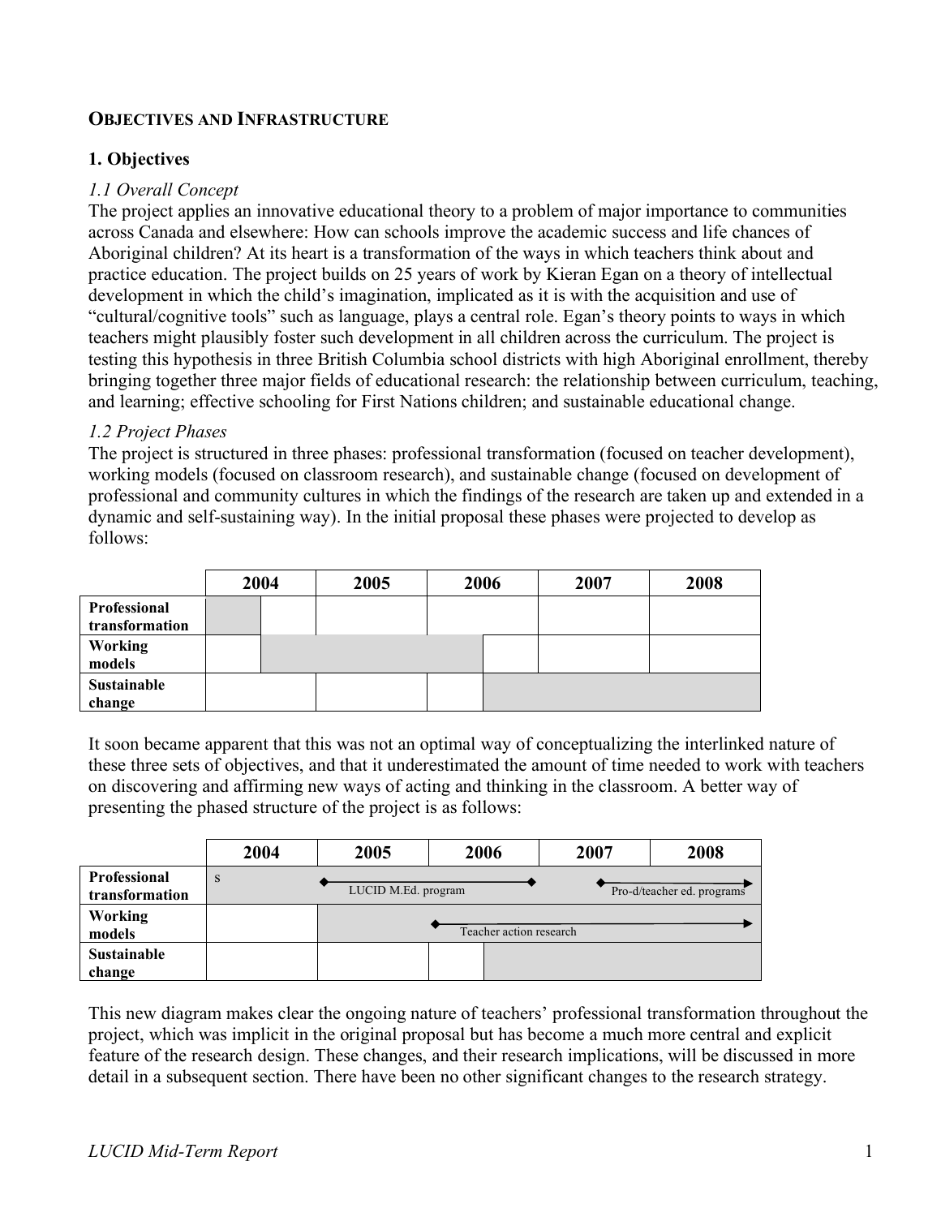## OBJECTIVES AND INFRASTRUCTURE

### 1. Objectives

*1.1 Overall Concept*

The project applies an innovative educational theory to a problem of major importance to communities across Canada and elsewhere: How can schools improve the academic success and life chances of Aboriginal children? At its heart is a transformation of the ways in which teachers think about and practice education. The project builds on 25 years of work by Kieran Egan on a theory of intellectual development in which the child's imagination, implicated as it is with the acquisition and use of "cultural/cognitive tools" such as language, plays a central role. Egan's theory points to ways in which teachers might plausibly foster such development in all children across the curriculum. The project is testing this hypothesis in three British Columbia school districts with high Aboriginal enrollment, thereby bringing together three major fields of educational research: the relationship between curriculum, teaching, and learning; effective schooling for First Nations children; and sustainable educational change.

*1.2 Project Phases*

The project is structured in three phases: professional transformation (focused on teacher development), working models (focused on classroom research), and sustainable change (focused on development of professional and community cultures in which the findings of the research are taken up and extended in a dynamic and self-sustaining way). In the initial proposal these phases were projected to develop as follows:

| | 2004 | 2005 | 2006 | 2007 | 2008 |
|---|---|---|---|---|---|
| **Professional transformation** | | | | | |
| **Working models** | | | | | |
| **Sustainable change** | | | | | |

It soon became apparent that this was not an optimal way of conceptualizing the interlinked nature of these three sets of objectives, and that it underestimated the amount of time needed to work with teachers on discovering and affirming new ways of acting and thinking in the classroom. A better way of presenting the phased structure of the project is as follows:

| | 2004 | 2005 | 2006 | 2007 | 2008 |
|---|---|---|---|---|---|
| **Professional transformation** | s | LUCID M.Ed. program | | Pro-d/teacher ed. programs | |
| **Working models** | | Teacher action research | | | |
| **Sustainable change** | | | | | |

This new diagram makes clear the ongoing nature of teachers' professional transformation throughout the project, which was implicit in the original proposal but has become a much more central and explicit feature of the research design. These changes, and their research implications, will be discussed in more detail in a subsequent section. There have been no other significant changes to the research strategy.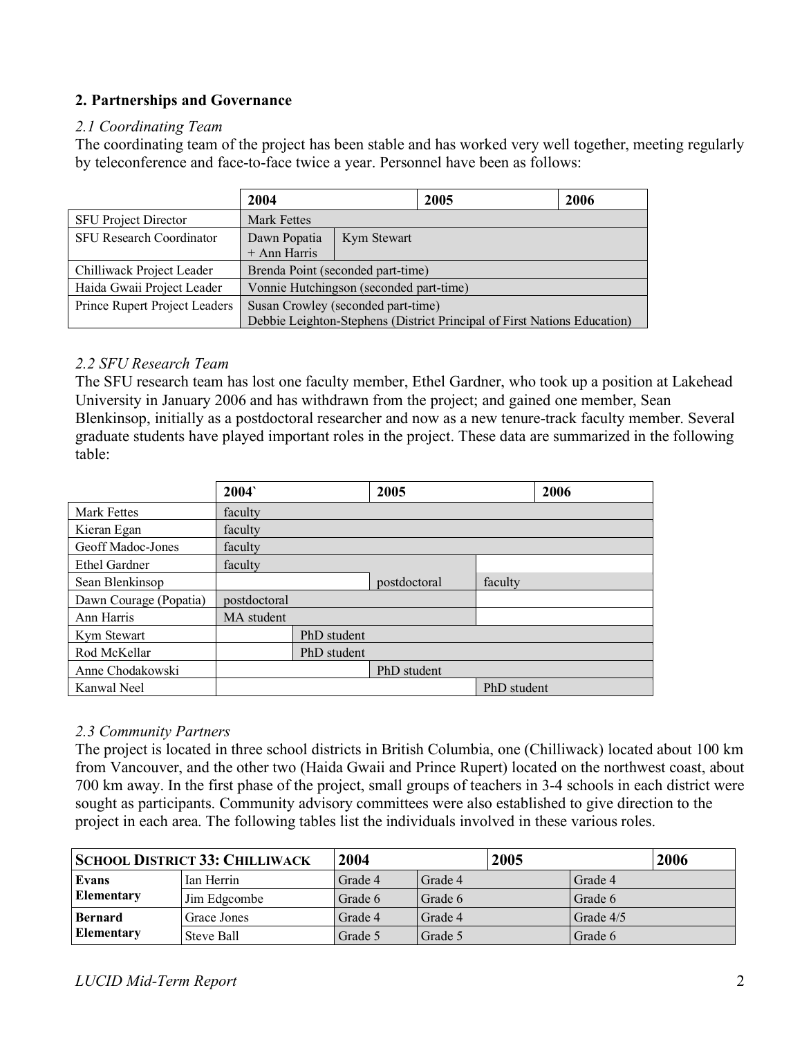## 2. Partnerships and Governance

### *2.1 Coordinating Team*

The coordinating team of the project has been stable and has worked very well together, meeting regularly by teleconference and face-to-face twice a year. Personnel have been as follows:

| | 2004 | | 2005 | 2006 |
|---|---|---|---|---|
| SFU Project Director | Mark Fettes | | | |
| SFU Research Coordinator | Dawn Popatia + Ann Harris | Kym Stewart | | |
| Chilliwack Project Leader | Brenda Point (seconded part-time) | | | |
| Haida Gwaii Project Leader | Vonnie Hutchingson (seconded part-time) | | | |
| Prince Rupert Project Leaders | Susan Crowley (seconded part-time)<br>Debbie Leighton-Stephens (District Principal of First Nations Education) | | | |

### *2.2 SFU Research Team*

The SFU research team has lost one faculty member, Ethel Gardner, who took up a position at Lakehead University in January 2006 and has withdrawn from the project; and gained one member, Sean Blenkinsop, initially as a postdoctoral researcher and now as a new tenure-track faculty member. Several graduate students have played important roles in the project. These data are summarized in the following table:

| | 2004` | | 2005 | | 2006 |
|---|---|---|---|---|---|
| Mark Fettes | faculty | | | | |
| Kieran Egan | faculty | | | | |
| Geoff Madoc-Jones | faculty | | | | |
| Ethel Gardner | faculty | | | | |
| Sean Blenkinsop | | | postdoctoral | faculty | |
| Dawn Courage (Popatia) | postdoctoral | | | | |
| Ann Harris | MA student | | | | |
| Kym Stewart | | PhD student | | | |
| Rod McKellar | | PhD student | | | |
| Anne Chodakowski | | | PhD student | | |
| Kanwal Neel | | | | PhD student | |

### *2.3 Community Partners*

The project is located in three school districts in British Columbia, one (Chilliwack) located about 100 km from Vancouver, and the other two (Haida Gwaii and Prince Rupert) located on the northwest coast, about 700 km away. In the first phase of the project, small groups of teachers in 3-4 schools in each district were sought as participants. Community advisory committees were also established to give direction to the project in each area. The following tables list the individuals involved in these various roles.

| **School District 33: Chilliwack** | | 2004 | | 2005 | | 2006 |
|---|---|---|---|---|---|---|
| **Evans Elementary** | Ian Herrin | Grade 4 | Grade 4 | | Grade 4 | |
| | Jim Edgcombe | Grade 6 | Grade 6 | | Grade 6 | |
| **Bernard Elementary** | Grace Jones | Grade 4 | Grade 4 | | Grade 4/5 | |
| | Steve Ball | Grade 5 | Grade 5 | | Grade 6 | |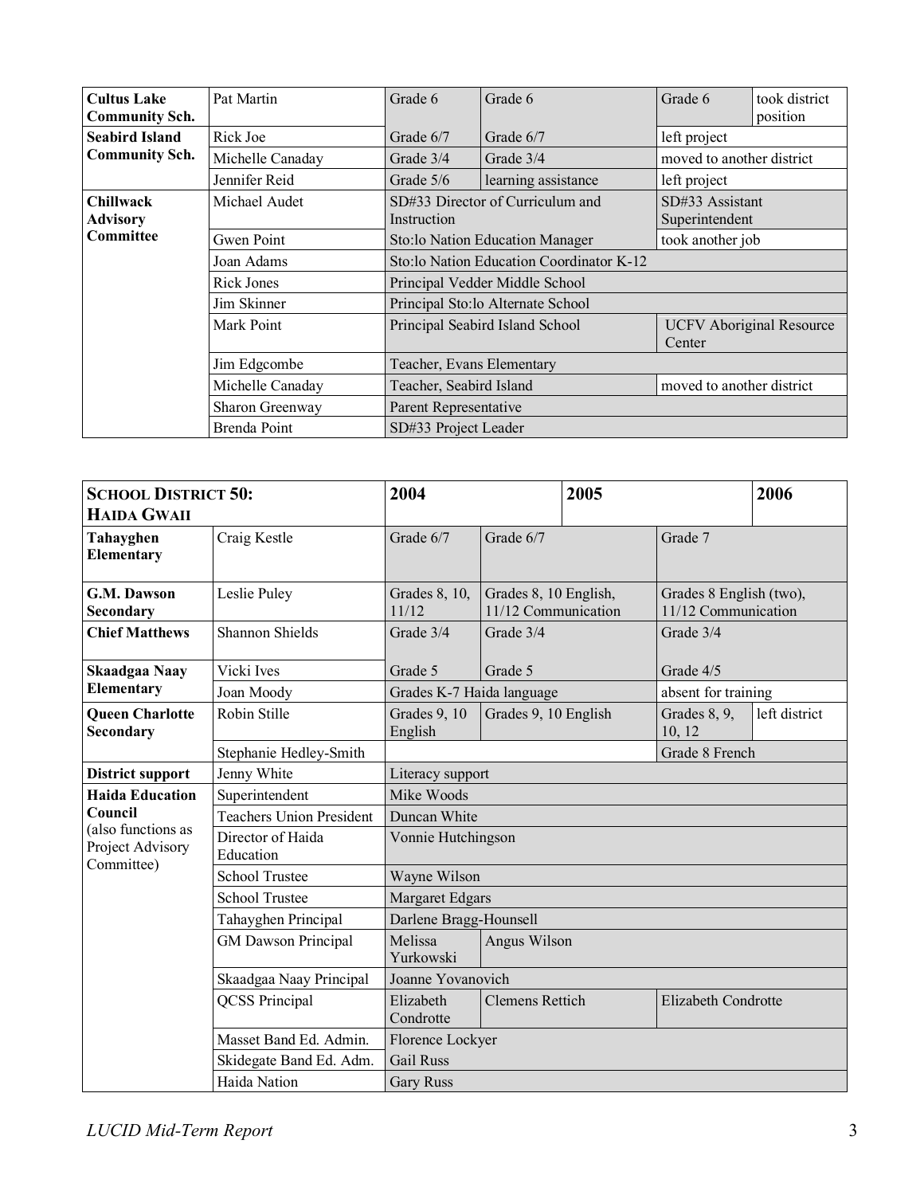| | | | | | |
|---|---|---|---|---|---|
| **Cultus Lake Community Sch.** | Pat Martin | Grade 6 | Grade 6 | Grade 6 | took district position |
| **Seabird Island Community Sch.** | Rick Joe | Grade 6/7 | Grade 6/7 | left project | |
| | Michelle Canaday | Grade 3/4 | Grade 3/4 | moved to another district | |
| | Jennifer Reid | Grade 5/6 | learning assistance | left project | |
| **Chillwack Advisory Committee** | Michael Audet | SD#33 Director of Curriculum and Instruction | | SD#33 Assistant Superintendent | |
| | Gwen Point | Sto:lo Nation Education Manager | | took another job | |
| | Joan Adams | Sto:lo Nation Education Coordinator K-12 | | | |
| | Rick Jones | Principal Vedder Middle School | | | |
| | Jim Skinner | Principal Sto:lo Alternate School | | | |
| | Mark Point | Principal Seabird Island School | | UCFV Aboriginal Resource Center | |
| | Jim Edgcombe | Teacher, Evans Elementary | | | |
| | Michelle Canaday | Teacher, Seabird Island | | moved to another district | |
| | Sharon Greenway | Parent Representative | | | |
| | Brenda Point | SD#33 Project Leader | | | |

| **SCHOOL DISTRICT 50: HAIDA GWAII** | | **2004** | **2005** | | **2006** |
|---|---|---|---|---|---|
| **Tahayghen Elementary** | Craig Kestle | Grade 6/7 | Grade 6/7 | Grade 7 | |
| **G.M. Dawson Secondary** | Leslie Puley | Grades 8, 10, 11/12 | Grades 8, 10 English, 11/12 Communication | Grades 8 English (two), 11/12 Communication | |
| **Chief Matthews** | Shannon Shields | Grade 3/4 | Grade 3/4 | Grade 3/4 | |
| **Skaadgaa Naay Elementary** | Vicki Ives | Grade 5 | Grade 5 | Grade 4/5 | |
| | Joan Moody | Grades K-7 Haida language | | absent for training | |
| **Queen Charlotte Secondary** | Robin Stille | Grades 9, 10 English | Grades 9, 10 English | Grades 8, 9, 10, 12 | left district |
| | Stephanie Hedley-Smith | | | Grade 8 French | |
| **District support** | Jenny White | Literacy support | | | |
| **Haida Education Council** (also functions as Project Advisory Committee) | Superintendent | Mike Woods | | | |
| | Teachers Union President | Duncan White | | | |
| | Director of Haida Education | Vonnie Hutchingson | | | |
| | School Trustee | Wayne Wilson | | | |
| | School Trustee | Margaret Edgars | | | |
| | Tahayghen Principal | Darlene Bragg-Hounsell | | | |
| | GM Dawson Principal | Melissa Yurkowski | Angus Wilson | | |
| | Skaadgaa Naay Principal | Joanne Yovanovich | | | |
| | QCSS Principal | Elizabeth Condrotte | Clemens Rettich | Elizabeth Condrotte | |
| | Masset Band Ed. Admin. | Florence Lockyer | | | |
| | Skidegate Band Ed. Adm. | Gail Russ | | | |
| | Haida Nation | Gary Russ | | | |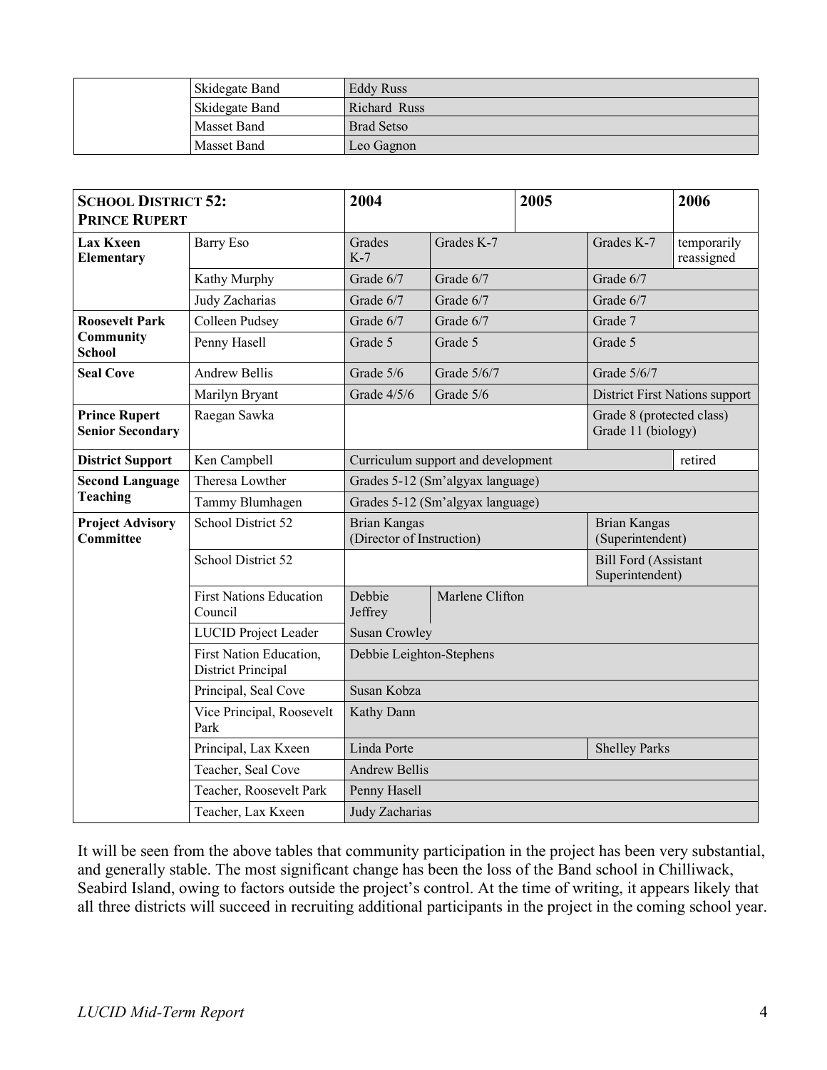| | | |
|---|---|---|
| | Skidegate Band | Eddy Russ |
| | Skidegate Band | Richard Russ |
| | Masset Band | Brad Setso |
| | Masset Band | Leo Gagnon |

| **SCHOOL DISTRICT 52: PRINCE RUPERT** | | **2004** | | **2005** | | **2006** |
|---|---|---|---|---|---|---|
| **Lax Kxeen Elementary** | Barry Eso | Grades K-7 | Grades K-7 | | Grades K-7 | temporarily reassigned |
| | Kathy Murphy | Grade 6/7 | Grade 6/7 | | Grade 6/7 | |
| | Judy Zacharias | Grade 6/7 | Grade 6/7 | | Grade 6/7 | |
| **Roosevelt Park Community School** | Colleen Pudsey | Grade 6/7 | Grade 6/7 | | Grade 7 | |
| | Penny Hasell | Grade 5 | Grade 5 | | Grade 5 | |
| **Seal Cove** | Andrew Bellis | Grade 5/6 | Grade 5/6/7 | | Grade 5/6/7 | |
| | Marilyn Bryant | Grade 4/5/6 | Grade 5/6 | | District First Nations support | |
| **Prince Rupert Senior Secondary** | Raegan Sawka | | | | Grade 8 (protected class) Grade 11 (biology) | |
| **District Support** | Ken Campbell | Curriculum support and development | | | | retired |
| **Second Language Teaching** | Theresa Lowther | Grades 5-12 (Sm'algyax language) | | | | |
| | Tammy Blumhagen | Grades 5-12 (Sm'algyax language) | | | | |
| **Project Advisory Committee** | School District 52 | Brian Kangas (Director of Instruction) | | | Brian Kangas (Superintendent) | |
| | School District 52 | | | | Bill Ford (Assistant Superintendent) | |
| | First Nations Education Council | Debbie Jeffrey | Marlene Clifton | | | |
| | LUCID Project Leader | Susan Crowley | | | | |
| | First Nation Education, District Principal | Debbie Leighton-Stephens | | | | |
| | Principal, Seal Cove | Susan Kobza | | | | |
| | Vice Principal, Roosevelt Park | Kathy Dann | | | | |
| | Principal, Lax Kxeen | Linda Porte | | | Shelley Parks | |
| | Teacher, Seal Cove | Andrew Bellis | | | | |
| | Teacher, Roosevelt Park | Penny Hasell | | | | |
| | Teacher, Lax Kxeen | Judy Zacharias | | | | |

It will be seen from the above tables that community participation in the project has been very substantial, and generally stable. The most significant change has been the loss of the Band school in Chilliwack, Seabird Island, owing to factors outside the project's control. At the time of writing, it appears likely that all three districts will succeed in recruiting additional participants in the project in the coming school year.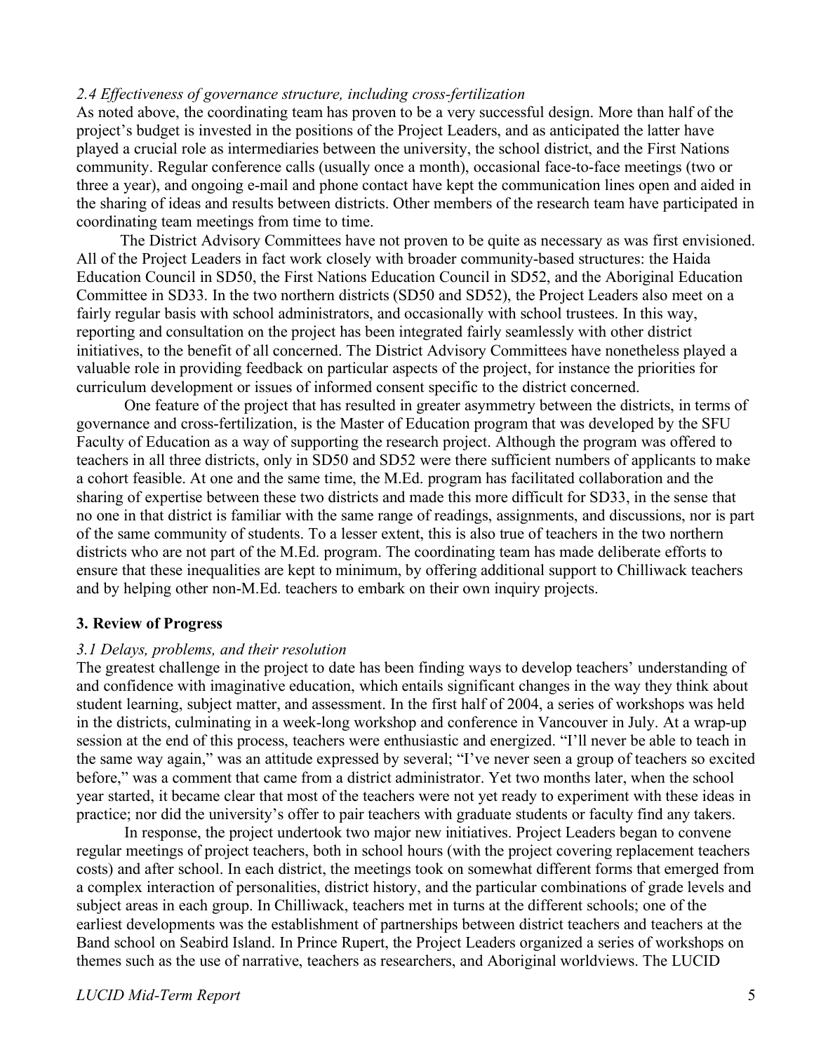### *2.4 Effectiveness of governance structure, including cross-fertilization*

As noted above, the coordinating team has proven to be a very successful design. More than half of the project's budget is invested in the positions of the Project Leaders, and as anticipated the latter have played a crucial role as intermediaries between the university, the school district, and the First Nations community. Regular conference calls (usually once a month), occasional face-to-face meetings (two or three a year), and ongoing e-mail and phone contact have kept the communication lines open and aided in the sharing of ideas and results between districts. Other members of the research team have participated in coordinating team meetings from time to time.

The District Advisory Committees have not proven to be quite as necessary as was first envisioned. All of the Project Leaders in fact work closely with broader community-based structures: the Haida Education Council in SD50, the First Nations Education Council in SD52, and the Aboriginal Education Committee in SD33. In the two northern districts (SD50 and SD52), the Project Leaders also meet on a fairly regular basis with school administrators, and occasionally with school trustees. In this way, reporting and consultation on the project has been integrated fairly seamlessly with other district initiatives, to the benefit of all concerned. The District Advisory Committees have nonetheless played a valuable role in providing feedback on particular aspects of the project, for instance the priorities for curriculum development or issues of informed consent specific to the district concerned.

One feature of the project that has resulted in greater asymmetry between the districts, in terms of governance and cross-fertilization, is the Master of Education program that was developed by the SFU Faculty of Education as a way of supporting the research project. Although the program was offered to teachers in all three districts, only in SD50 and SD52 were there sufficient numbers of applicants to make a cohort feasible. At one and the same time, the M.Ed. program has facilitated collaboration and the sharing of expertise between these two districts and made this more difficult for SD33, in the sense that no one in that district is familiar with the same range of readings, assignments, and discussions, nor is part of the same community of students. To a lesser extent, this is also true of teachers in the two northern districts who are not part of the M.Ed. program. The coordinating team has made deliberate efforts to ensure that these inequalities are kept to minimum, by offering additional support to Chilliwack teachers and by helping other non-M.Ed. teachers to embark on their own inquiry projects.

## 3. Review of Progress

### *3.1 Delays, problems, and their resolution*

The greatest challenge in the project to date has been finding ways to develop teachers' understanding of and confidence with imaginative education, which entails significant changes in the way they think about student learning, subject matter, and assessment. In the first half of 2004, a series of workshops was held in the districts, culminating in a week-long workshop and conference in Vancouver in July. At a wrap-up session at the end of this process, teachers were enthusiastic and energized. "I'll never be able to teach in the same way again," was an attitude expressed by several; "I've never seen a group of teachers so excited before," was a comment that came from a district administrator. Yet two months later, when the school year started, it became clear that most of the teachers were not yet ready to experiment with these ideas in practice; nor did the university's offer to pair teachers with graduate students or faculty find any takers.

In response, the project undertook two major new initiatives. Project Leaders began to convene regular meetings of project teachers, both in school hours (with the project covering replacement teachers costs) and after school. In each district, the meetings took on somewhat different forms that emerged from a complex interaction of personalities, district history, and the particular combinations of grade levels and subject areas in each group. In Chilliwack, teachers met in turns at the different schools; one of the earliest developments was the establishment of partnerships between district teachers and teachers at the Band school on Seabird Island. In Prince Rupert, the Project Leaders organized a series of workshops on themes such as the use of narrative, teachers as researchers, and Aboriginal worldviews. The LUCID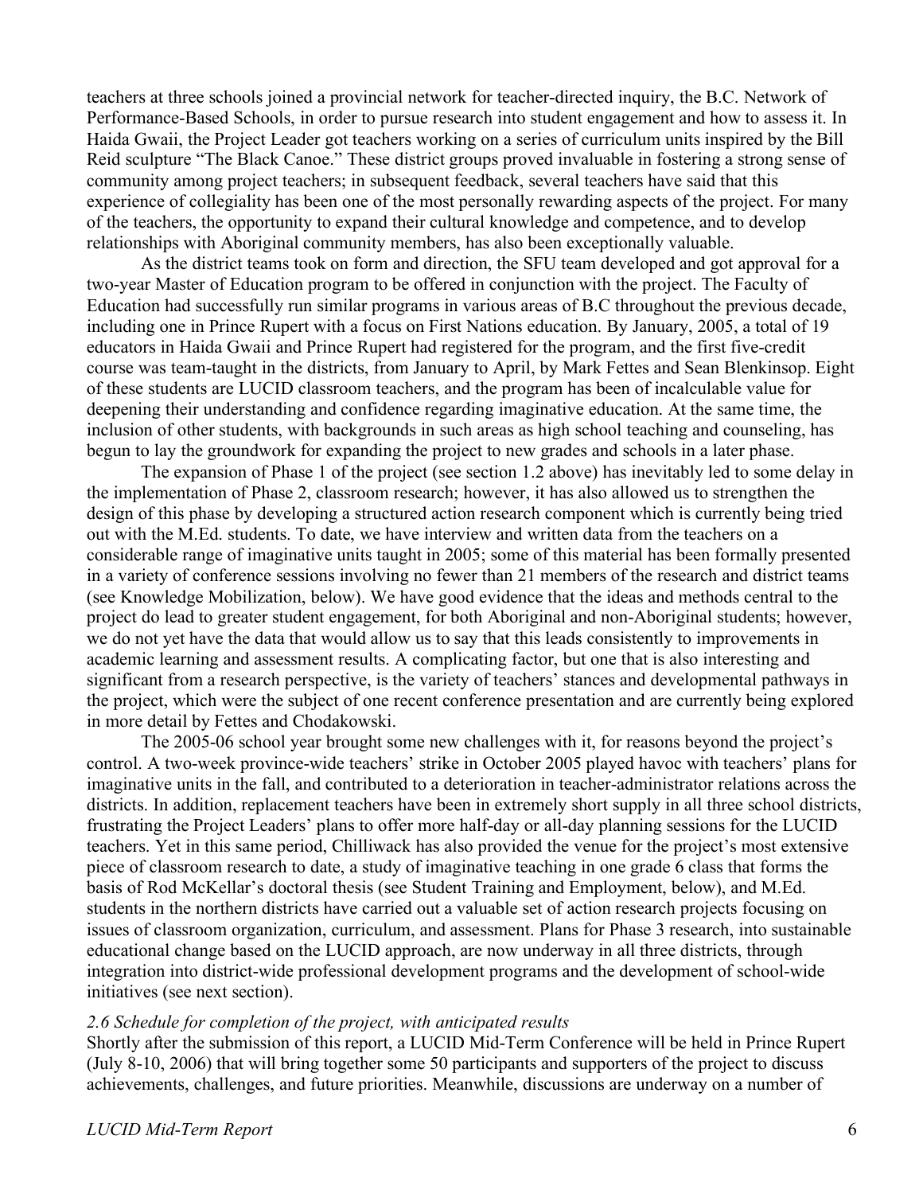teachers at three schools joined a provincial network for teacher-directed inquiry, the B.C. Network of Performance-Based Schools, in order to pursue research into student engagement and how to assess it. In Haida Gwaii, the Project Leader got teachers working on a series of curriculum units inspired by the Bill Reid sculpture "The Black Canoe." These district groups proved invaluable in fostering a strong sense of community among project teachers; in subsequent feedback, several teachers have said that this experience of collegiality has been one of the most personally rewarding aspects of the project. For many of the teachers, the opportunity to expand their cultural knowledge and competence, and to develop relationships with Aboriginal community members, has also been exceptionally valuable.

As the district teams took on form and direction, the SFU team developed and got approval for a two-year Master of Education program to be offered in conjunction with the project. The Faculty of Education had successfully run similar programs in various areas of B.C throughout the previous decade, including one in Prince Rupert with a focus on First Nations education. By January, 2005, a total of 19 educators in Haida Gwaii and Prince Rupert had registered for the program, and the first five-credit course was team-taught in the districts, from January to April, by Mark Fettes and Sean Blenkinsop. Eight of these students are LUCID classroom teachers, and the program has been of incalculable value for deepening their understanding and confidence regarding imaginative education. At the same time, the inclusion of other students, with backgrounds in such areas as high school teaching and counseling, has begun to lay the groundwork for expanding the project to new grades and schools in a later phase.

The expansion of Phase 1 of the project (see section 1.2 above) has inevitably led to some delay in the implementation of Phase 2, classroom research; however, it has also allowed us to strengthen the design of this phase by developing a structured action research component which is currently being tried out with the M.Ed. students. To date, we have interview and written data from the teachers on a considerable range of imaginative units taught in 2005; some of this material has been formally presented in a variety of conference sessions involving no fewer than 21 members of the research and district teams (see Knowledge Mobilization, below). We have good evidence that the ideas and methods central to the project do lead to greater student engagement, for both Aboriginal and non-Aboriginal students; however, we do not yet have the data that would allow us to say that this leads consistently to improvements in academic learning and assessment results. A complicating factor, but one that is also interesting and significant from a research perspective, is the variety of teachers' stances and developmental pathways in the project, which were the subject of one recent conference presentation and are currently being explored in more detail by Fettes and Chodakowski.

The 2005-06 school year brought some new challenges with it, for reasons beyond the project's control. A two-week province-wide teachers' strike in October 2005 played havoc with teachers' plans for imaginative units in the fall, and contributed to a deterioration in teacher-administrator relations across the districts. In addition, replacement teachers have been in extremely short supply in all three school districts, frustrating the Project Leaders' plans to offer more half-day or all-day planning sessions for the LUCID teachers. Yet in this same period, Chilliwack has also provided the venue for the project's most extensive piece of classroom research to date, a study of imaginative teaching in one grade 6 class that forms the basis of Rod McKellar's doctoral thesis (see Student Training and Employment, below), and M.Ed. students in the northern districts have carried out a valuable set of action research projects focusing on issues of classroom organization, curriculum, and assessment. Plans for Phase 3 research, into sustainable educational change based on the LUCID approach, are now underway in all three districts, through integration into district-wide professional development programs and the development of school-wide initiatives (see next section).

*2.6 Schedule for completion of the project, with anticipated results*

Shortly after the submission of this report, a LUCID Mid-Term Conference will be held in Prince Rupert (July 8-10, 2006) that will bring together some 50 participants and supporters of the project to discuss achievements, challenges, and future priorities. Meanwhile, discussions are underway on a number of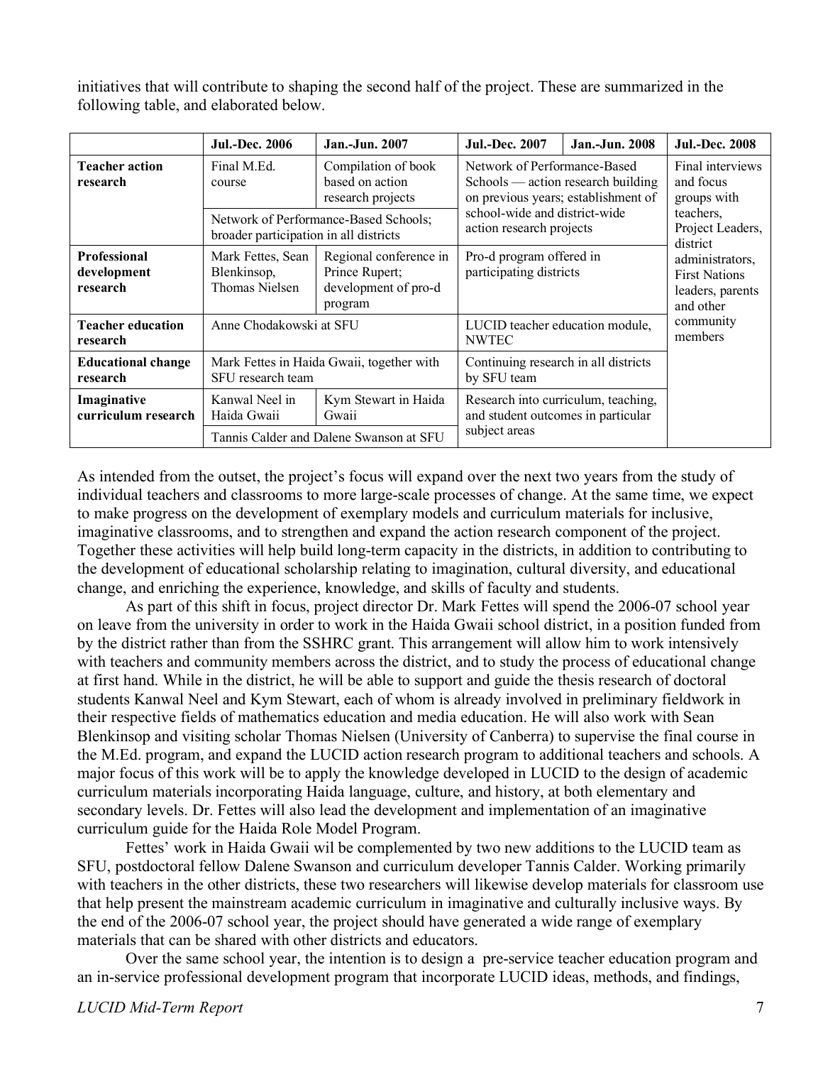initiatives that will contribute to shaping the second half of the project. These are summarized in the following table, and elaborated below.

| | Jul.-Dec. 2006 | Jan.-Jun. 2007 | Jul.-Dec. 2007 | Jan.-Jun. 2008 | Jul.-Dec. 2008 |
|---|---|---|---|---|---|
| **Teacher action research** | Final M.Ed. course | Compilation of book based on action research projects | Network of Performance-Based Schools — action research building on previous years; establishment of school-wide and district-wide action research projects | | Final interviews and focus groups with teachers, Project Leaders, district administrators, First Nations leaders, parents and other community members |
| | Network of Performance-Based Schools; broader participation in all districts | | | | |
| **Professional development research** | Mark Fettes, Sean Blenkinsop, Thomas Nielsen | Regional conference in Prince Rupert; development of pro-d program | Pro-d program offered in participating districts | | |
| **Teacher education research** | Anne Chodakowski at SFU | | LUCID teacher education module, NWTEC | | |
| **Educational change research** | Mark Fettes in Haida Gwaii, together with SFU research team | | Continuing research in all districts by SFU team | | |
| **Imaginative curriculum research** | Kanwal Neel in Haida Gwaii | Kym Stewart in Haida Gwaii | Research into curriculum, teaching, and student outcomes in particular subject areas | | |
| | Tannis Calder and Dalene Swanson at SFU | | | | |

As intended from the outset, the project's focus will expand over the next two years from the study of individual teachers and classrooms to more large-scale processes of change. At the same time, we expect to make progress on the development of exemplary models and curriculum materials for inclusive, imaginative classrooms, and to strengthen and expand the action research component of the project. Together these activities will help build long-term capacity in the districts, in addition to contributing to the development of educational scholarship relating to imagination, cultural diversity, and educational change, and enriching the experience, knowledge, and skills of faculty and students.

As part of this shift in focus, project director Dr. Mark Fettes will spend the 2006-07 school year on leave from the university in order to work in the Haida Gwaii school district, in a position funded from by the district rather than from the SSHRC grant. This arrangement will allow him to work intensively with teachers and community members across the district, and to study the process of educational change at first hand. While in the district, he will be able to support and guide the thesis research of doctoral students Kanwal Neel and Kym Stewart, each of whom is already involved in preliminary fieldwork in their respective fields of mathematics education and media education. He will also work with Sean Blenkinsop and visiting scholar Thomas Nielsen (University of Canberra) to supervise the final course in the M.Ed. program, and expand the LUCID action research program to additional teachers and schools. A major focus of this work will be to apply the knowledge developed in LUCID to the design of academic curriculum materials incorporating Haida language, culture, and history, at both elementary and secondary levels. Dr. Fettes will also lead the development and implementation of an imaginative curriculum guide for the Haida Role Model Program.

Fettes' work in Haida Gwaii wil be complemented by two new additions to the LUCID team as SFU, postdoctoral fellow Dalene Swanson and curriculum developer Tannis Calder. Working primarily with teachers in the other districts, these two researchers will likewise develop materials for classroom use that help present the mainstream academic curriculum in imaginative and culturally inclusive ways. By the end of the 2006-07 school year, the project should have generated a wide range of exemplary materials that can be shared with other districts and educators.

Over the same school year, the intention is to design a pre-service teacher education program and an in-service professional development program that incorporate LUCID ideas, methods, and findings,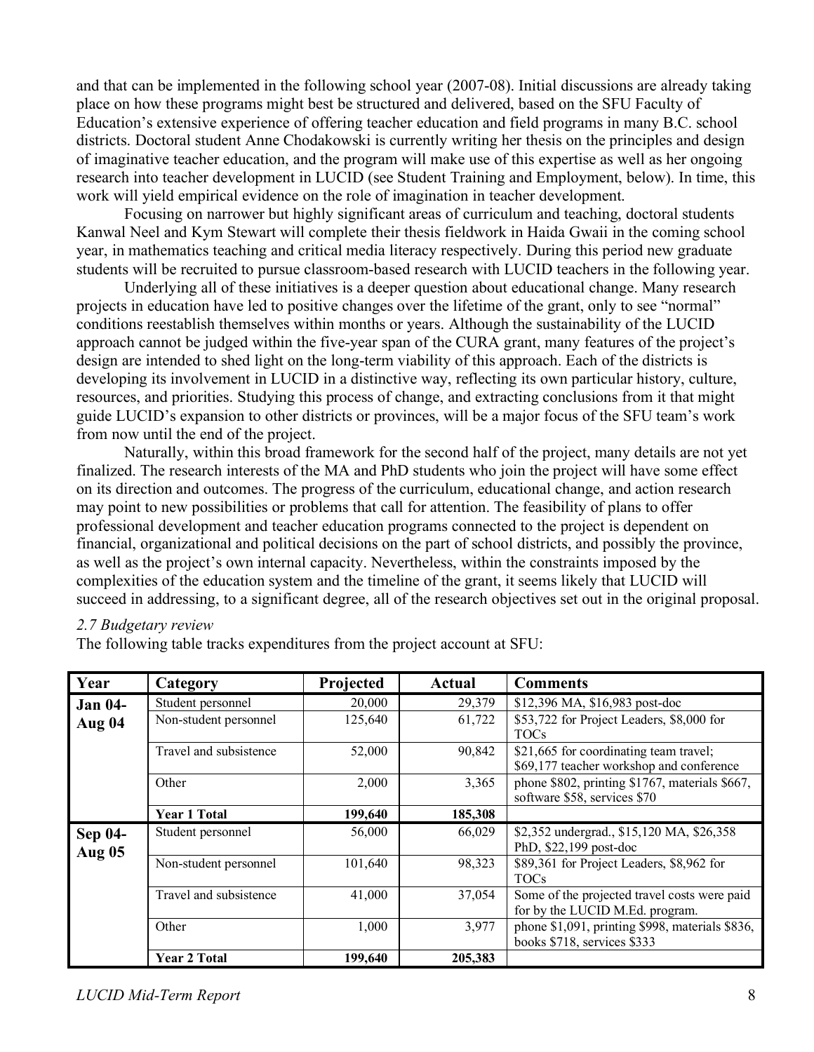and that can be implemented in the following school year (2007-08). Initial discussions are already taking place on how these programs might best be structured and delivered, based on the SFU Faculty of Education's extensive experience of offering teacher education and field programs in many B.C. school districts. Doctoral student Anne Chodakowski is currently writing her thesis on the principles and design of imaginative teacher education, and the program will make use of this expertise as well as her ongoing research into teacher development in LUCID (see Student Training and Employment, below). In time, this work will yield empirical evidence on the role of imagination in teacher development.

Focusing on narrower but highly significant areas of curriculum and teaching, doctoral students Kanwal Neel and Kym Stewart will complete their thesis fieldwork in Haida Gwaii in the coming school year, in mathematics teaching and critical media literacy respectively. During this period new graduate students will be recruited to pursue classroom-based research with LUCID teachers in the following year.

Underlying all of these initiatives is a deeper question about educational change. Many research projects in education have led to positive changes over the lifetime of the grant, only to see "normal" conditions reestablish themselves within months or years. Although the sustainability of the LUCID approach cannot be judged within the five-year span of the CURA grant, many features of the project's design are intended to shed light on the long-term viability of this approach. Each of the districts is developing its involvement in LUCID in a distinctive way, reflecting its own particular history, culture, resources, and priorities. Studying this process of change, and extracting conclusions from it that might guide LUCID's expansion to other districts or provinces, will be a major focus of the SFU team's work from now until the end of the project.

Naturally, within this broad framework for the second half of the project, many details are not yet finalized. The research interests of the MA and PhD students who join the project will have some effect on its direction and outcomes. The progress of the curriculum, educational change, and action research may point to new possibilities or problems that call for attention. The feasibility of plans to offer professional development and teacher education programs connected to the project is dependent on financial, organizational and political decisions on the part of school districts, and possibly the province, as well as the project's own internal capacity. Nevertheless, within the constraints imposed by the complexities of the education system and the timeline of the grant, it seems likely that LUCID will succeed in addressing, to a significant degree, all of the research objectives set out in the original proposal.

*2.7 Budgetary review*

The following table tracks expenditures from the project account at SFU:

| Year | Category | Projected | Actual | Comments |
|---|---|---|---|---|
| **Jan 04-Aug 04** | Student personnel | 20,000 | 29,379 | $12,396 MA, $16,983 post-doc |
| | Non-student personnel | 125,640 | 61,722 | $53,722 for Project Leaders, $8,000 for TOCs |
| | Travel and subsistence | 52,000 | 90,842 | $21,665 for coordinating team travel; $69,177 teacher workshop and conference |
| | Other | 2,000 | 3,365 | phone $802, printing $1767, materials $667, software $58, services $70 |
| | **Year 1 Total** | **199,640** | **185,308** | |
| **Sep 04-Aug 05** | Student personnel | 56,000 | 66,029 | $2,352 undergrad., $15,120 MA, $26,358 PhD, $22,199 post-doc |
| | Non-student personnel | 101,640 | 98,323 | $89,361 for Project Leaders, $8,962 for TOCs |
| | Travel and subsistence | 41,000 | 37,054 | Some of the projected travel costs were paid for by the LUCID M.Ed. program. |
| | Other | 1,000 | 3,977 | phone $1,091, printing $998, materials $836, books $718, services $333 |
| | **Year 2 Total** | **199,640** | **205,383** | |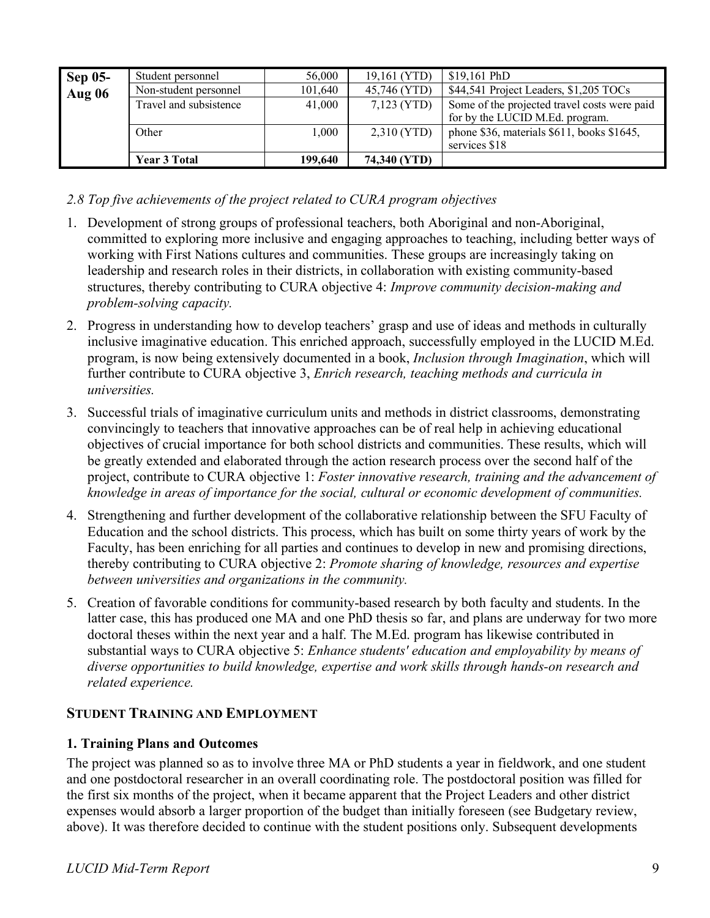| | | | | |
|---|---|---|---|---|
| **Sep 05-Aug 06** | Student personnel | 56,000 | 19,161 (YTD) | $19,161 PhD |
| | Non-student personnel | 101,640 | 45,746 (YTD) | $44,541 Project Leaders, $1,205 TOCs |
| | Travel and subsistence | 41,000 | 7,123 (YTD) | Some of the projected travel costs were paid for by the LUCID M.Ed. program. |
| | Other | 1,000 | 2,310 (YTD) | phone $36, materials $611, books $1645, services $18 |
| | **Year 3 Total** | **199,640** | **74,340 (YTD)** | |

*2.8 Top five achievements of the project related to CURA program objectives*

1. Development of strong groups of professional teachers, both Aboriginal and non-Aboriginal, committed to exploring more inclusive and engaging approaches to teaching, including better ways of working with First Nations cultures and communities. These groups are increasingly taking on leadership and research roles in their districts, in collaboration with existing community-based structures, thereby contributing to CURA objective 4: *Improve community decision-making and problem-solving capacity.*
2. Progress in understanding how to develop teachers' grasp and use of ideas and methods in culturally inclusive imaginative education. This enriched approach, successfully employed in the LUCID M.Ed. program, is now being extensively documented in a book, *Inclusion through Imagination*, which will further contribute to CURA objective 3, *Enrich research, teaching methods and curricula in universities.*
3. Successful trials of imaginative curriculum units and methods in district classrooms, demonstrating convincingly to teachers that innovative approaches can be of real help in achieving educational objectives of crucial importance for both school districts and communities. These results, which will be greatly extended and elaborated through the action research process over the second half of the project, contribute to CURA objective 1: *Foster innovative research, training and the advancement of knowledge in areas of importance for the social, cultural or economic development of communities.*
4. Strengthening and further development of the collaborative relationship between the SFU Faculty of Education and the school districts. This process, which has built on some thirty years of work by the Faculty, has been enriching for all parties and continues to develop in new and promising directions, thereby contributing to CURA objective 2: *Promote sharing of knowledge, resources and expertise between universities and organizations in the community.*
5. Creation of favorable conditions for community-based research by both faculty and students. In the latter case, this has produced one MA and one PhD thesis so far, and plans are underway for two more doctoral theses within the next year and a half. The M.Ed. program has likewise contributed in substantial ways to CURA objective 5: *Enhance students' education and employability by means of diverse opportunities to build knowledge, expertise and work skills through hands-on research and related experience.*

## STUDENT TRAINING AND EMPLOYMENT

### 1. Training Plans and Outcomes

The project was planned so as to involve three MA or PhD students a year in fieldwork, and one student and one postdoctoral researcher in an overall coordinating role. The postdoctoral position was filled for the first six months of the project, when it became apparent that the Project Leaders and other district expenses would absorb a larger proportion of the budget than initially foreseen (see Budgetary review, above). It was therefore decided to continue with the student positions only. Subsequent developments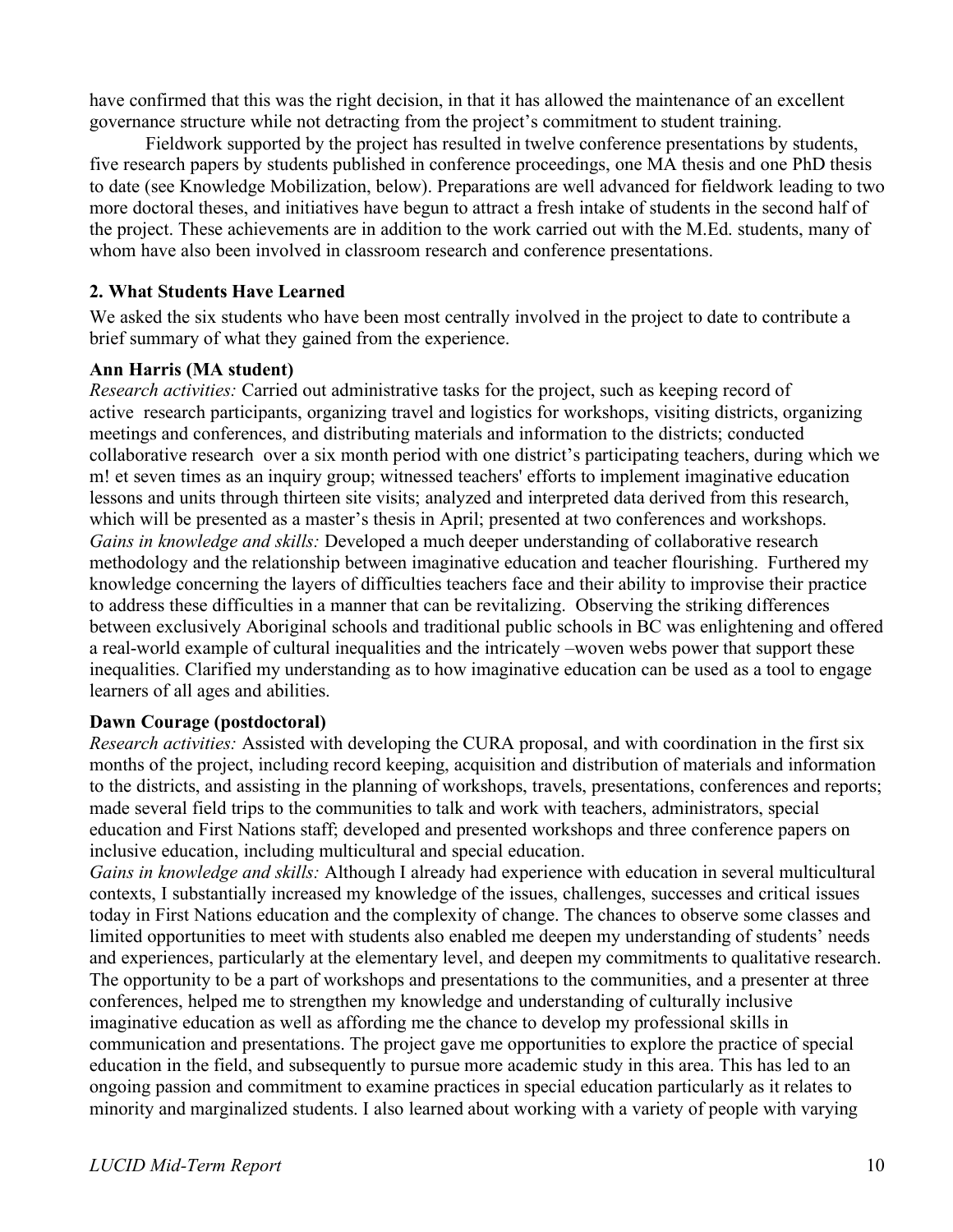have confirmed that this was the right decision, in that it has allowed the maintenance of an excellent governance structure while not detracting from the project's commitment to student training.

Fieldwork supported by the project has resulted in twelve conference presentations by students, five research papers by students published in conference proceedings, one MA thesis and one PhD thesis to date (see Knowledge Mobilization, below). Preparations are well advanced for fieldwork leading to two more doctoral theses, and initiatives have begun to attract a fresh intake of students in the second half of the project. These achievements are in addition to the work carried out with the M.Ed. students, many of whom have also been involved in classroom research and conference presentations.

## 2. What Students Have Learned

We asked the six students who have been most centrally involved in the project to date to contribute a brief summary of what they gained from the experience.

### Ann Harris (MA student)

*Research activities:* Carried out administrative tasks for the project, such as keeping record of active research participants, organizing travel and logistics for workshops, visiting districts, organizing meetings and conferences, and distributing materials and information to the districts; conducted collaborative research over a six month period with one district's participating teachers, during which we m! et seven times as an inquiry group; witnessed teachers' efforts to implement imaginative education lessons and units through thirteen site visits; analyzed and interpreted data derived from this research, which will be presented as a master's thesis in April; presented at two conferences and workshops.
*Gains in knowledge and skills:* Developed a much deeper understanding of collaborative research methodology and the relationship between imaginative education and teacher flourishing. Furthered my knowledge concerning the layers of difficulties teachers face and their ability to improvise their practice to address these difficulties in a manner that can be revitalizing. Observing the striking differences between exclusively Aboriginal schools and traditional public schools in BC was enlightening and offered a real-world example of cultural inequalities and the intricately –woven webs power that support these inequalities. Clarified my understanding as to how imaginative education can be used as a tool to engage learners of all ages and abilities.

### Dawn Courage (postdoctoral)

*Research activities:* Assisted with developing the CURA proposal, and with coordination in the first six months of the project, including record keeping, acquisition and distribution of materials and information to the districts, and assisting in the planning of workshops, travels, presentations, conferences and reports; made several field trips to the communities to talk and work with teachers, administrators, special education and First Nations staff; developed and presented workshops and three conference papers on inclusive education, including multicultural and special education.
*Gains in knowledge and skills:* Although I already had experience with education in several multicultural contexts, I substantially increased my knowledge of the issues, challenges, successes and critical issues today in First Nations education and the complexity of change. The chances to observe some classes and limited opportunities to meet with students also enabled me deepen my understanding of students' needs and experiences, particularly at the elementary level, and deepen my commitments to qualitative research. The opportunity to be a part of workshops and presentations to the communities, and a presenter at three conferences, helped me to strengthen my knowledge and understanding of culturally inclusive imaginative education as well as affording me the chance to develop my professional skills in communication and presentations. The project gave me opportunities to explore the practice of special education in the field, and subsequently to pursue more academic study in this area. This has led to an ongoing passion and commitment to examine practices in special education particularly as it relates to minority and marginalized students. I also learned about working with a variety of people with varying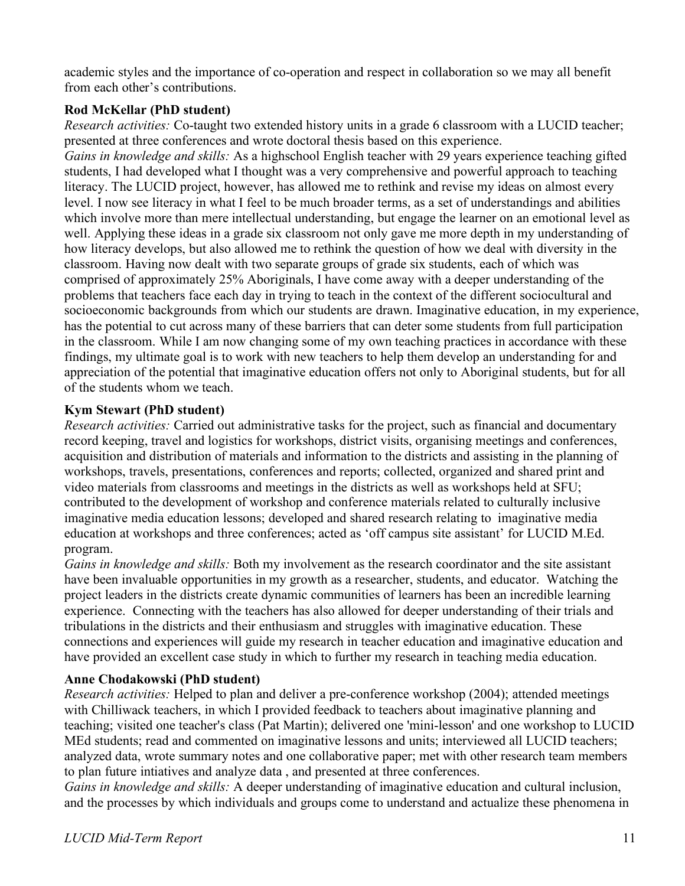academic styles and the importance of co-operation and respect in collaboration so we may all benefit from each other's contributions.

**Rod McKellar (PhD student)**

*Research activities:* Co-taught two extended history units in a grade 6 classroom with a LUCID teacher; presented at three conferences and wrote doctoral thesis based on this experience.

*Gains in knowledge and skills:* As a highschool English teacher with 29 years experience teaching gifted students, I had developed what I thought was a very comprehensive and powerful approach to teaching literacy. The LUCID project, however, has allowed me to rethink and revise my ideas on almost every level. I now see literacy in what I feel to be much broader terms, as a set of understandings and abilities which involve more than mere intellectual understanding, but engage the learner on an emotional level as well. Applying these ideas in a grade six classroom not only gave me more depth in my understanding of how literacy develops, but also allowed me to rethink the question of how we deal with diversity in the classroom. Having now dealt with two separate groups of grade six students, each of which was comprised of approximately 25% Aboriginals, I have come away with a deeper understanding of the problems that teachers face each day in trying to teach in the context of the different sociocultural and socioeconomic backgrounds from which our students are drawn. Imaginative education, in my experience, has the potential to cut across many of these barriers that can deter some students from full participation in the classroom. While I am now changing some of my own teaching practices in accordance with these findings, my ultimate goal is to work with new teachers to help them develop an understanding for and appreciation of the potential that imaginative education offers not only to Aboriginal students, but for all of the students whom we teach.

**Kym Stewart (PhD student)**

*Research activities:* Carried out administrative tasks for the project, such as financial and documentary record keeping, travel and logistics for workshops, district visits, organising meetings and conferences, acquisition and distribution of materials and information to the districts and assisting in the planning of workshops, travels, presentations, conferences and reports; collected, organized and shared print and video materials from classrooms and meetings in the districts as well as workshops held at SFU; contributed to the development of workshop and conference materials related to culturally inclusive imaginative media education lessons; developed and shared research relating to imaginative media education at workshops and three conferences; acted as 'off campus site assistant' for LUCID M.Ed. program.

*Gains in knowledge and skills:* Both my involvement as the research coordinator and the site assistant have been invaluable opportunities in my growth as a researcher, students, and educator. Watching the project leaders in the districts create dynamic communities of learners has been an incredible learning experience. Connecting with the teachers has also allowed for deeper understanding of their trials and tribulations in the districts and their enthusiasm and struggles with imaginative education. These connections and experiences will guide my research in teacher education and imaginative education and have provided an excellent case study in which to further my research in teaching media education.

**Anne Chodakowski (PhD student)**

*Research activities:* Helped to plan and deliver a pre-conference workshop (2004); attended meetings with Chilliwack teachers, in which I provided feedback to teachers about imaginative planning and teaching; visited one teacher's class (Pat Martin); delivered one 'mini-lesson' and one workshop to LUCID MEd students; read and commented on imaginative lessons and units; interviewed all LUCID teachers; analyzed data, wrote summary notes and one collaborative paper; met with other research team members to plan future intiatives and analyze data , and presented at three conferences.

*Gains in knowledge and skills:* A deeper understanding of imaginative education and cultural inclusion, and the processes by which individuals and groups come to understand and actualize these phenomena in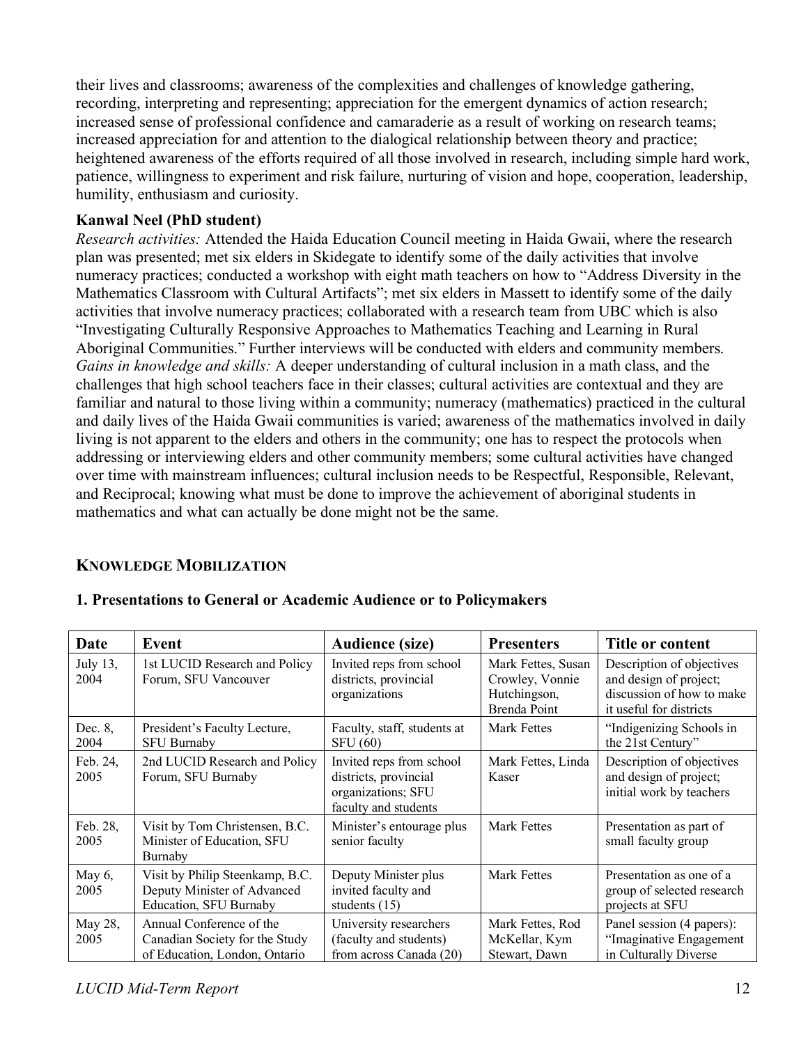their lives and classrooms; awareness of the complexities and challenges of knowledge gathering, recording, interpreting and representing; appreciation for the emergent dynamics of action research; increased sense of professional confidence and camaraderie as a result of working on research teams; increased appreciation for and attention to the dialogical relationship between theory and practice; heightened awareness of the efforts required of all those involved in research, including simple hard work, patience, willingness to experiment and risk failure, nurturing of vision and hope, cooperation, leadership, humility, enthusiasm and curiosity.

**Kanwal Neel (PhD student)**
*Research activities:* Attended the Haida Education Council meeting in Haida Gwaii, where the research plan was presented; met six elders in Skidegate to identify some of the daily activities that involve numeracy practices; conducted a workshop with eight math teachers on how to "Address Diversity in the Mathematics Classroom with Cultural Artifacts"; met six elders in Massett to identify some of the daily activities that involve numeracy practices; collaborated with a research team from UBC which is also "Investigating Culturally Responsive Approaches to Mathematics Teaching and Learning in Rural Aboriginal Communities." Further interviews will be conducted with elders and community members.
*Gains in knowledge and skills:* A deeper understanding of cultural inclusion in a math class, and the challenges that high school teachers face in their classes; cultural activities are contextual and they are familiar and natural to those living within a community; numeracy (mathematics) practiced in the cultural and daily lives of the Haida Gwaii communities is varied; awareness of the mathematics involved in daily living is not apparent to the elders and others in the community; one has to respect the protocols when addressing or interviewing elders and other community members; some cultural activities have changed over time with mainstream influences; cultural inclusion needs to be Respectful, Responsible, Relevant, and Reciprocal; knowing what must be done to improve the achievement of aboriginal students in mathematics and what can actually be done might not be the same.

## KNOWLEDGE MOBILIZATION

### 1. Presentations to General or Academic Audience or to Policymakers

| Date | Event | Audience (size) | Presenters | Title or content |
|---|---|---|---|---|
| July 13, 2004 | 1st LUCID Research and Policy Forum, SFU Vancouver | Invited reps from school districts, provincial organizations | Mark Fettes, Susan Crowley, Vonnie Hutchingson, Brenda Point | Description of objectives and design of project; discussion of how to make it useful for districts |
| Dec. 8, 2004 | President's Faculty Lecture, SFU Burnaby | Faculty, staff, students at SFU (60) | Mark Fettes | "Indigenizing Schools in the 21st Century" |
| Feb. 24, 2005 | 2nd LUCID Research and Policy Forum, SFU Burnaby | Invited reps from school districts, provincial organizations; SFU faculty and students | Mark Fettes, Linda Kaser | Description of objectives and design of project; initial work by teachers |
| Feb. 28, 2005 | Visit by Tom Christensen, B.C. Minister of Education, SFU Burnaby | Minister's entourage plus senior faculty | Mark Fettes | Presentation as part of small faculty group |
| May 6, 2005 | Visit by Philip Steenkamp, B.C. Deputy Minister of Advanced Education, SFU Burnaby | Deputy Minister plus invited faculty and students (15) | Mark Fettes | Presentation as one of a group of selected research projects at SFU |
| May 28, 2005 | Annual Conference of the Canadian Society for the Study of Education, London, Ontario | University researchers (faculty and students) from across Canada (20) | Mark Fettes, Rod McKellar, Kym Stewart, Dawn | Panel session (4 papers): "Imaginative Engagement in Culturally Diverse |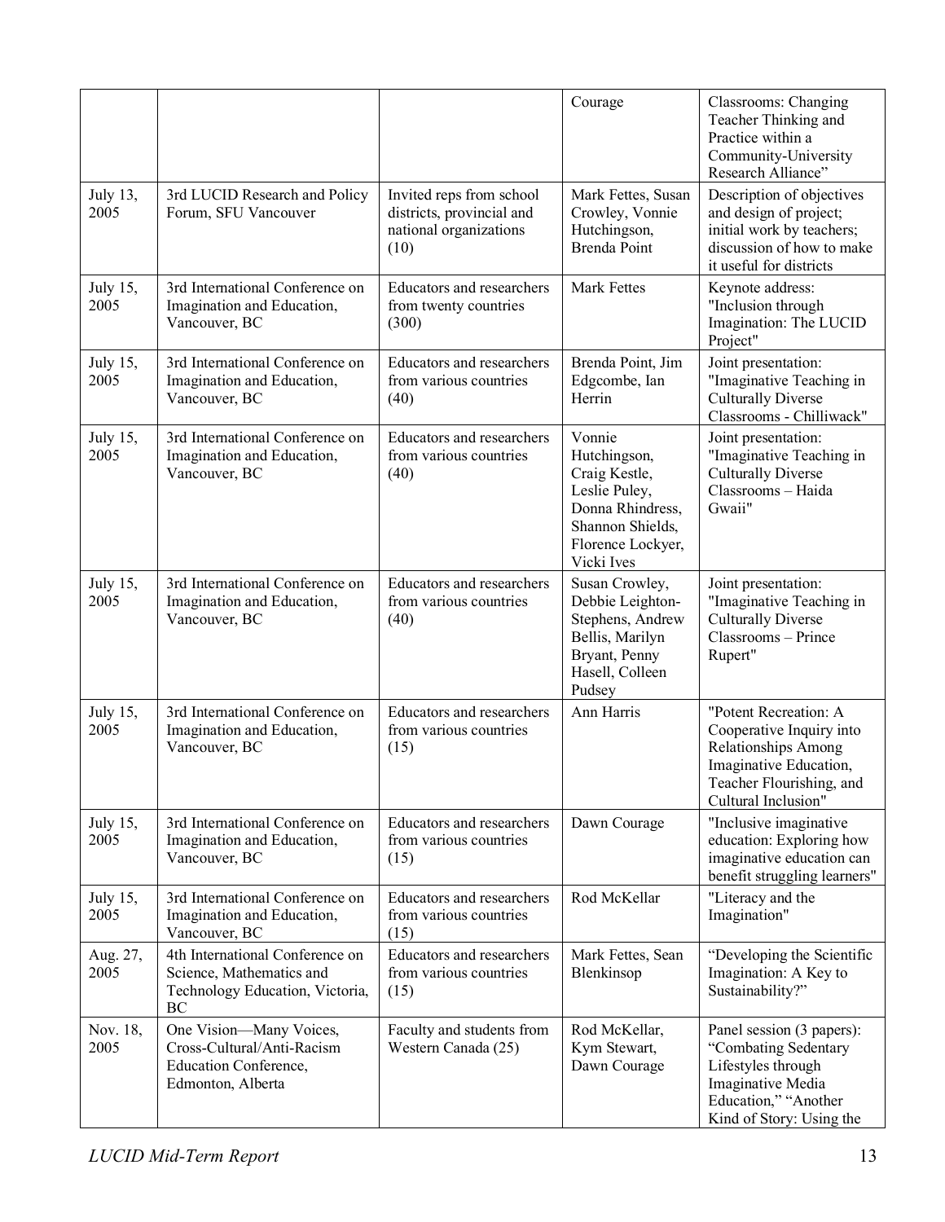| | | | | |
|---|---|---|---|---|
| | | | Courage | Classrooms: Changing Teacher Thinking and Practice within a Community-University Research Alliance" |
| July 13, 2005 | 3rd LUCID Research and Policy Forum, SFU Vancouver | Invited reps from school districts, provincial and national organizations (10) | Mark Fettes, Susan Crowley, Vonnie Hutchingson, Brenda Point | Description of objectives and design of project; initial work by teachers; discussion of how to make it useful for districts |
| July 15, 2005 | 3rd International Conference on Imagination and Education, Vancouver, BC | Educators and researchers from twenty countries (300) | Mark Fettes | Keynote address: "Inclusion through Imagination: The LUCID Project" |
| July 15, 2005 | 3rd International Conference on Imagination and Education, Vancouver, BC | Educators and researchers from various countries (40) | Brenda Point, Jim Edgcombe, Ian Herrin | Joint presentation: "Imaginative Teaching in Culturally Diverse Classrooms - Chilliwack" |
| July 15, 2005 | 3rd International Conference on Imagination and Education, Vancouver, BC | Educators and researchers from various countries (40) | Vonnie Hutchingson, Craig Kestle, Leslie Puley, Donna Rhindress, Shannon Shields, Florence Lockyer, Vicki Ives | Joint presentation: "Imaginative Teaching in Culturally Diverse Classrooms – Haida Gwaii" |
| July 15, 2005 | 3rd International Conference on Imagination and Education, Vancouver, BC | Educators and researchers from various countries (40) | Susan Crowley, Debbie Leighton-Stephens, Andrew Bellis, Marilyn Bryant, Penny Hasell, Colleen Pudsey | Joint presentation: "Imaginative Teaching in Culturally Diverse Classrooms – Prince Rupert" |
| July 15, 2005 | 3rd International Conference on Imagination and Education, Vancouver, BC | Educators and researchers from various countries (15) | Ann Harris | "Potent Recreation: A Cooperative Inquiry into Relationships Among Imaginative Education, Teacher Flourishing, and Cultural Inclusion" |
| July 15, 2005 | 3rd International Conference on Imagination and Education, Vancouver, BC | Educators and researchers from various countries (15) | Dawn Courage | "Inclusive imaginative education: Exploring how imaginative education can benefit struggling learners" |
| July 15, 2005 | 3rd International Conference on Imagination and Education, Vancouver, BC | Educators and researchers from various countries (15) | Rod McKellar | "Literacy and the Imagination" |
| Aug. 27, 2005 | 4th International Conference on Science, Mathematics and Technology Education, Victoria, BC | Educators and researchers from various countries (15) | Mark Fettes, Sean Blenkinsop | "Developing the Scientific Imagination: A Key to Sustainability?" |
| Nov. 18, 2005 | One Vision—Many Voices, Cross-Cultural/Anti-Racism Education Conference, Edmonton, Alberta | Faculty and students from Western Canada (25) | Rod McKellar, Kym Stewart, Dawn Courage | Panel session (3 papers): "Combating Sedentary Lifestyles through Imaginative Media Education," "Another Kind of Story: Using the |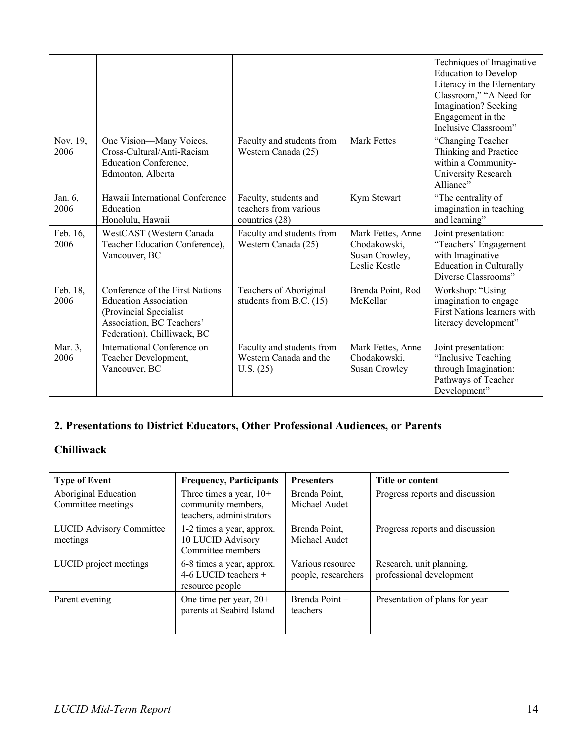| | | | | Techniques of Imaginative Education to Develop Literacy in the Elementary Classroom," "A Need for Imagination? Seeking Engagement in the Inclusive Classroom" |
|---|---|---|---|---|
| Nov. 19, 2006 | One Vision—Many Voices, Cross-Cultural/Anti-Racism Education Conference, Edmonton, Alberta | Faculty and students from Western Canada (25) | Mark Fettes | "Changing Teacher Thinking and Practice within a Community-University Research Alliance" |
| Jan. 6, 2006 | Hawaii International Conference Education Honolulu, Hawaii | Faculty, students and teachers from various countries (28) | Kym Stewart | "The centrality of imagination in teaching and learning" |
| Feb. 16, 2006 | WestCAST (Western Canada Teacher Education Conference), Vancouver, BC | Faculty and students from Western Canada (25) | Mark Fettes, Anne Chodakowski, Susan Crowley, Leslie Kestle | Joint presentation: "Teachers' Engagement with Imaginative Education in Culturally Diverse Classrooms" |
| Feb. 18, 2006 | Conference of the First Nations Education Association (Provincial Specialist Association, BC Teachers' Federation), Chilliwack, BC | Teachers of Aboriginal students from B.C. (15) | Brenda Point, Rod McKellar | Workshop: "Using imagination to engage First Nations learners with literacy development" |
| Mar. 3, 2006 | International Conference on Teacher Development, Vancouver, BC | Faculty and students from Western Canada and the U.S. (25) | Mark Fettes, Anne Chodakowski, Susan Crowley | Joint presentation: "Inclusive Teaching through Imagination: Pathways of Teacher Development" |

## 2. Presentations to District Educators, Other Professional Audiences, or Parents

### Chilliwack

| Type of Event | Frequency, Participants | Presenters | Title or content |
|---|---|---|---|
| Aboriginal Education Committee meetings | Three times a year, 10+ community members, teachers, administrators | Brenda Point, Michael Audet | Progress reports and discussion |
| LUCID Advisory Committee meetings | 1-2 times a year, approx. 10 LUCID Advisory Committee members | Brenda Point, Michael Audet | Progress reports and discussion |
| LUCID project meetings | 6-8 times a year, approx. 4-6 LUCID teachers + resource people | Various resource people, researchers | Research, unit planning, professional development |
| Parent evening | One time per year, 20+ parents at Seabird Island | Brenda Point + teachers | Presentation of plans for year |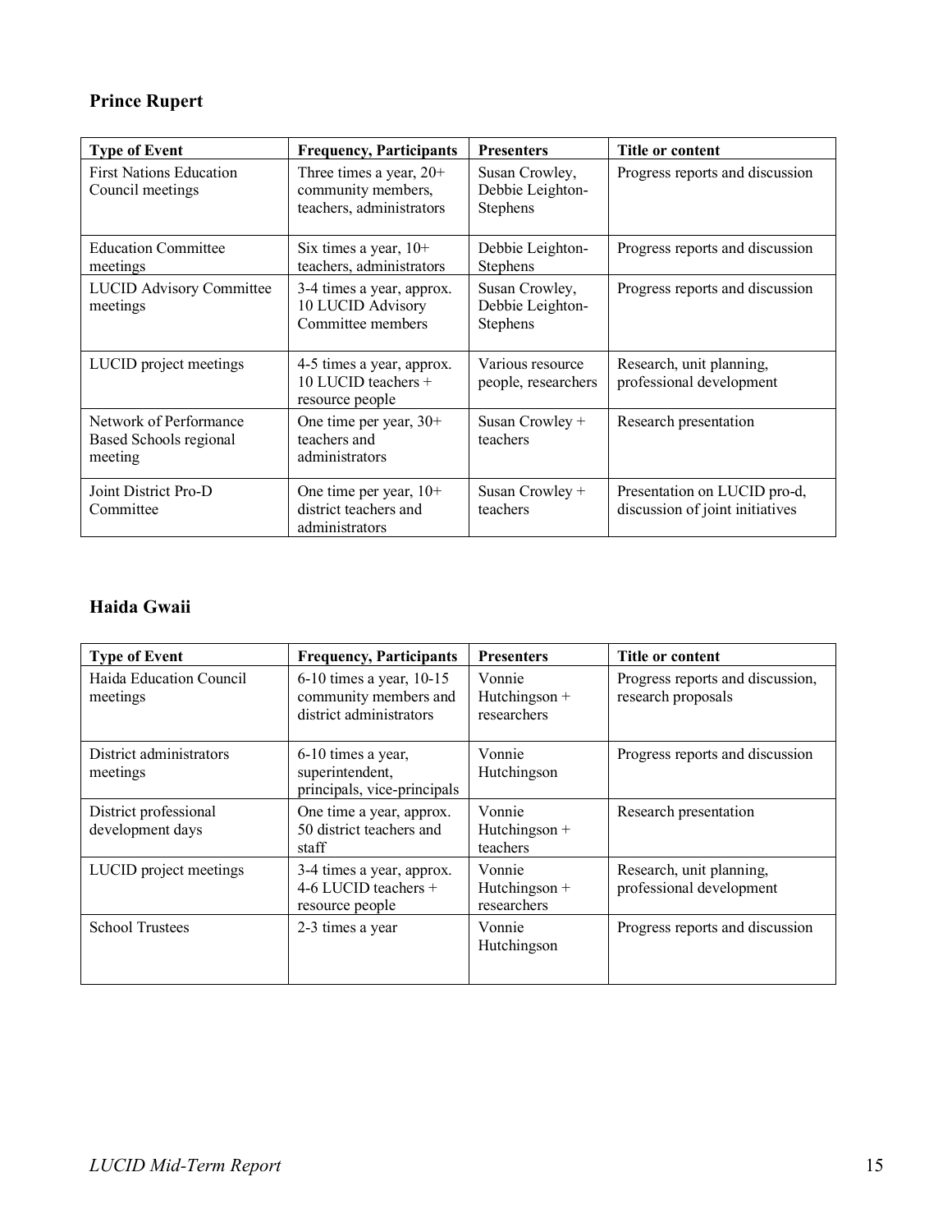### Prince Rupert

| Type of Event | Frequency, Participants | Presenters | Title or content |
| --- | --- | --- | --- |
| First Nations Education Council meetings | Three times a year, 20+ community members, teachers, administrators | Susan Crowley, Debbie Leighton-Stephens | Progress reports and discussion |
| Education Committee meetings | Six times a year, 10+ teachers, administrators | Debbie Leighton-Stephens | Progress reports and discussion |
| LUCID Advisory Committee meetings | 3-4 times a year, approx. 10 LUCID Advisory Committee members | Susan Crowley, Debbie Leighton-Stephens | Progress reports and discussion |
| LUCID project meetings | 4-5 times a year, approx. 10 LUCID teachers + resource people | Various resource people, researchers | Research, unit planning, professional development |
| Network of Performance Based Schools regional meeting | One time per year, 30+ teachers and administrators | Susan Crowley + teachers | Research presentation |
| Joint District Pro-D Committee | One time per year, 10+ district teachers and administrators | Susan Crowley + teachers | Presentation on LUCID pro-d, discussion of joint initiatives |

### Haida Gwaii

| Type of Event | Frequency, Participants | Presenters | Title or content |
| --- | --- | --- | --- |
| Haida Education Council meetings | 6-10 times a year, 10-15 community members and district administrators | Vonnie Hutchingson + researchers | Progress reports and discussion, research proposals |
| District administrators meetings | 6-10 times a year, superintendent, principals, vice-principals | Vonnie Hutchingson | Progress reports and discussion |
| District professional development days | One time a year, approx. 50 district teachers and staff | Vonnie Hutchingson + teachers | Research presentation |
| LUCID project meetings | 3-4 times a year, approx. 4-6 LUCID teachers + resource people | Vonnie Hutchingson + researchers | Research, unit planning, professional development |
| School Trustees | 2-3 times a year | Vonnie Hutchingson | Progress reports and discussion |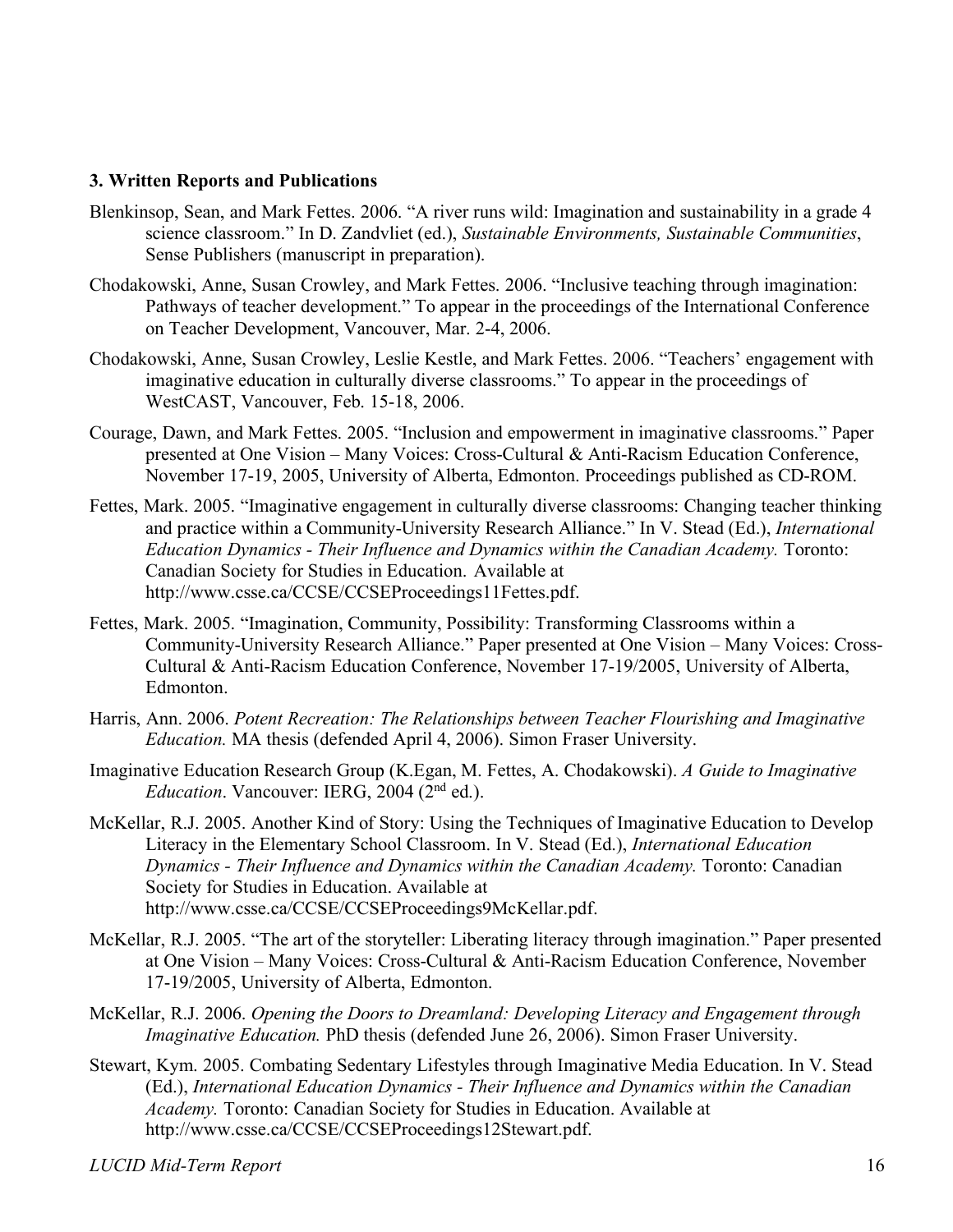### 3. Written Reports and Publications

Blenkinsop, Sean, and Mark Fettes. 2006. "A river runs wild: Imagination and sustainability in a grade 4 science classroom." In D. Zandvliet (ed.), *Sustainable Environments, Sustainable Communities*, Sense Publishers (manuscript in preparation).

Chodakowski, Anne, Susan Crowley, and Mark Fettes. 2006. "Inclusive teaching through imagination: Pathways of teacher development." To appear in the proceedings of the International Conference on Teacher Development, Vancouver, Mar. 2-4, 2006.

Chodakowski, Anne, Susan Crowley, Leslie Kestle, and Mark Fettes. 2006. "Teachers' engagement with imaginative education in culturally diverse classrooms." To appear in the proceedings of WestCAST, Vancouver, Feb. 15-18, 2006.

Courage, Dawn, and Mark Fettes. 2005. "Inclusion and empowerment in imaginative classrooms." Paper presented at One Vision – Many Voices: Cross-Cultural & Anti-Racism Education Conference, November 17-19, 2005, University of Alberta, Edmonton. Proceedings published as CD-ROM.

Fettes, Mark. 2005. "Imaginative engagement in culturally diverse classrooms: Changing teacher thinking and practice within a Community-University Research Alliance." In V. Stead (Ed.), *International Education Dynamics - Their Influence and Dynamics within the Canadian Academy.* Toronto: Canadian Society for Studies in Education. Available at http://www.csse.ca/CCSE/CCSEProceedings11Fettes.pdf.

Fettes, Mark. 2005. "Imagination, Community, Possibility: Transforming Classrooms within a Community-University Research Alliance." Paper presented at One Vision – Many Voices: Cross-Cultural & Anti-Racism Education Conference, November 17-19/2005, University of Alberta, Edmonton.

Harris, Ann. 2006. *Potent Recreation: The Relationships between Teacher Flourishing and Imaginative Education.* MA thesis (defended April 4, 2006). Simon Fraser University.

Imaginative Education Research Group (K.Egan, M. Fettes, A. Chodakowski). *A Guide to Imaginative Education*. Vancouver: IERG, 2004 (2nd ed.).

McKellar, R.J. 2005. Another Kind of Story: Using the Techniques of Imaginative Education to Develop Literacy in the Elementary School Classroom. In V. Stead (Ed.), *International Education Dynamics - Their Influence and Dynamics within the Canadian Academy.* Toronto: Canadian Society for Studies in Education. Available at http://www.csse.ca/CCSE/CCSEProceedings9McKellar.pdf.

McKellar, R.J. 2005. "The art of the storyteller: Liberating literacy through imagination." Paper presented at One Vision – Many Voices: Cross-Cultural & Anti-Racism Education Conference, November 17-19/2005, University of Alberta, Edmonton.

McKellar, R.J. 2006. *Opening the Doors to Dreamland: Developing Literacy and Engagement through Imaginative Education.* PhD thesis (defended June 26, 2006). Simon Fraser University.

Stewart, Kym. 2005. Combating Sedentary Lifestyles through Imaginative Media Education. In V. Stead (Ed.), *International Education Dynamics - Their Influence and Dynamics within the Canadian Academy.* Toronto: Canadian Society for Studies in Education. Available at http://www.csse.ca/CCSE/CCSEProceedings12Stewart.pdf.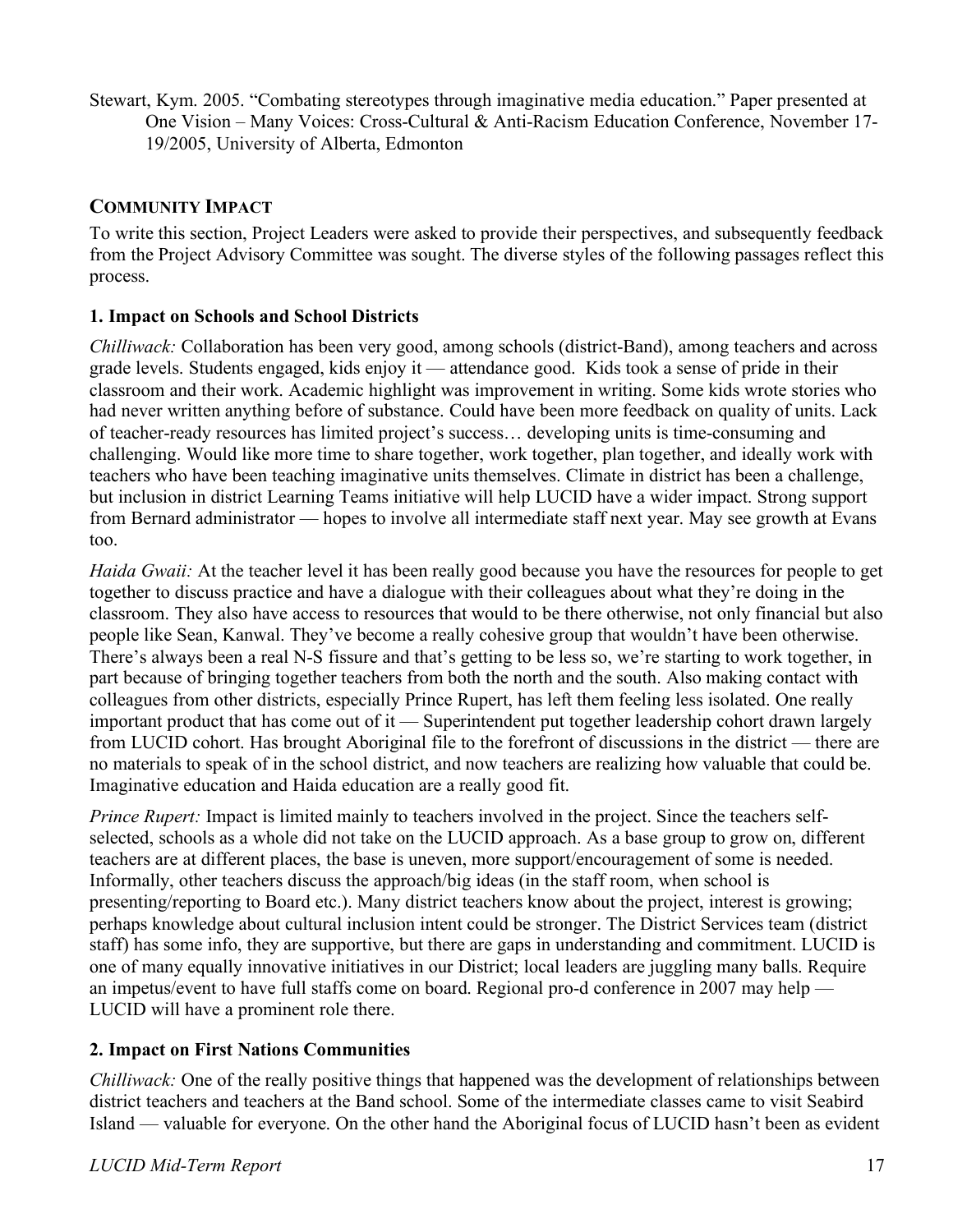Stewart, Kym. 2005. "Combating stereotypes through imaginative media education." Paper presented at One Vision – Many Voices: Cross-Cultural & Anti-Racism Education Conference, November 17-19/2005, University of Alberta, Edmonton

## COMMUNITY IMPACT

To write this section, Project Leaders were asked to provide their perspectives, and subsequently feedback from the Project Advisory Committee was sought. The diverse styles of the following passages reflect this process.

### 1. Impact on Schools and School Districts

*Chilliwack:* Collaboration has been very good, among schools (district-Band), among teachers and across grade levels. Students engaged, kids enjoy it — attendance good. Kids took a sense of pride in their classroom and their work. Academic highlight was improvement in writing. Some kids wrote stories who had never written anything before of substance. Could have been more feedback on quality of units. Lack of teacher-ready resources has limited project's success… developing units is time-consuming and challenging. Would like more time to share together, work together, plan together, and ideally work with teachers who have been teaching imaginative units themselves. Climate in district has been a challenge, but inclusion in district Learning Teams initiative will help LUCID have a wider impact. Strong support from Bernard administrator — hopes to involve all intermediate staff next year. May see growth at Evans too.

*Haida Gwaii:* At the teacher level it has been really good because you have the resources for people to get together to discuss practice and have a dialogue with their colleagues about what they're doing in the classroom. They also have access to resources that would to be there otherwise, not only financial but also people like Sean, Kanwal. They've become a really cohesive group that wouldn't have been otherwise. There's always been a real N-S fissure and that's getting to be less so, we're starting to work together, in part because of bringing together teachers from both the north and the south. Also making contact with colleagues from other districts, especially Prince Rupert, has left them feeling less isolated. One really important product that has come out of it — Superintendent put together leadership cohort drawn largely from LUCID cohort. Has brought Aboriginal file to the forefront of discussions in the district — there are no materials to speak of in the school district, and now teachers are realizing how valuable that could be. Imaginative education and Haida education are a really good fit.

*Prince Rupert:* Impact is limited mainly to teachers involved in the project. Since the teachers self-selected, schools as a whole did not take on the LUCID approach. As a base group to grow on, different teachers are at different places, the base is uneven, more support/encouragement of some is needed. Informally, other teachers discuss the approach/big ideas (in the staff room, when school is presenting/reporting to Board etc.). Many district teachers know about the project, interest is growing; perhaps knowledge about cultural inclusion intent could be stronger. The District Services team (district staff) has some info, they are supportive, but there are gaps in understanding and commitment. LUCID is one of many equally innovative initiatives in our District; local leaders are juggling many balls. Require an impetus/event to have full staffs come on board. Regional pro-d conference in 2007 may help — LUCID will have a prominent role there.

### 2. Impact on First Nations Communities

*Chilliwack:* One of the really positive things that happened was the development of relationships between district teachers and teachers at the Band school. Some of the intermediate classes came to visit Seabird Island — valuable for everyone. On the other hand the Aboriginal focus of LUCID hasn't been as evident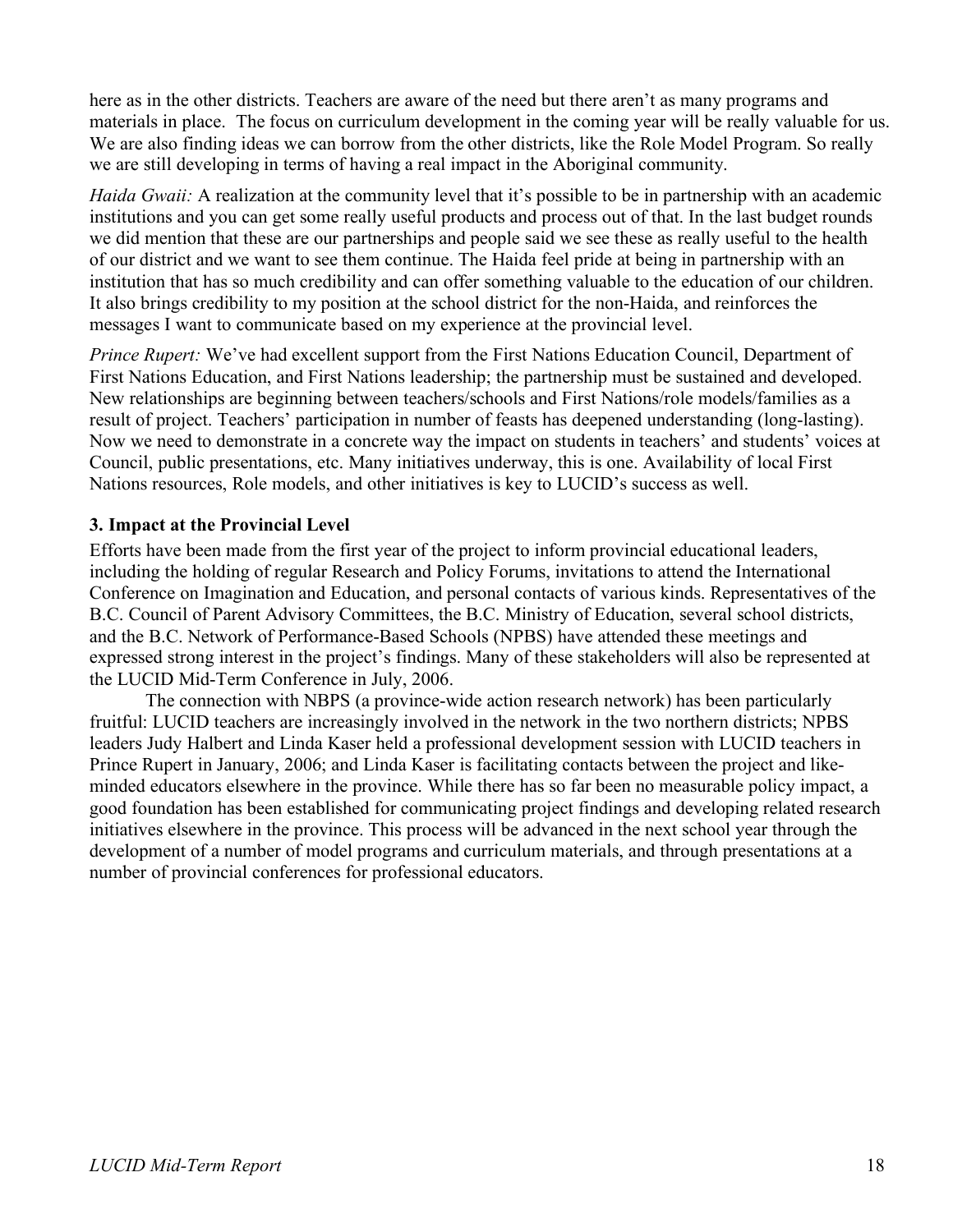here as in the other districts. Teachers are aware of the need but there aren't as many programs and materials in place. The focus on curriculum development in the coming year will be really valuable for us. We are also finding ideas we can borrow from the other districts, like the Role Model Program. So really we are still developing in terms of having a real impact in the Aboriginal community.

*Haida Gwaii:* A realization at the community level that it's possible to be in partnership with an academic institutions and you can get some really useful products and process out of that. In the last budget rounds we did mention that these are our partnerships and people said we see these as really useful to the health of our district and we want to see them continue. The Haida feel pride at being in partnership with an institution that has so much credibility and can offer something valuable to the education of our children. It also brings credibility to my position at the school district for the non-Haida, and reinforces the messages I want to communicate based on my experience at the provincial level.

*Prince Rupert:* We've had excellent support from the First Nations Education Council, Department of First Nations Education, and First Nations leadership; the partnership must be sustained and developed. New relationships are beginning between teachers/schools and First Nations/role models/families as a result of project. Teachers' participation in number of feasts has deepened understanding (long-lasting). Now we need to demonstrate in a concrete way the impact on students in teachers' and students' voices at Council, public presentations, etc. Many initiatives underway, this is one. Availability of local First Nations resources, Role models, and other initiatives is key to LUCID's success as well.

### 3. Impact at the Provincial Level

Efforts have been made from the first year of the project to inform provincial educational leaders, including the holding of regular Research and Policy Forums, invitations to attend the International Conference on Imagination and Education, and personal contacts of various kinds. Representatives of the B.C. Council of Parent Advisory Committees, the B.C. Ministry of Education, several school districts, and the B.C. Network of Performance-Based Schools (NPBS) have attended these meetings and expressed strong interest in the project's findings. Many of these stakeholders will also be represented at the LUCID Mid-Term Conference in July, 2006.

The connection with NBPS (a province-wide action research network) has been particularly fruitful: LUCID teachers are increasingly involved in the network in the two northern districts; NPBS leaders Judy Halbert and Linda Kaser held a professional development session with LUCID teachers in Prince Rupert in January, 2006; and Linda Kaser is facilitating contacts between the project and like-minded educators elsewhere in the province. While there has so far been no measurable policy impact, a good foundation has been established for communicating project findings and developing related research initiatives elsewhere in the province. This process will be advanced in the next school year through the development of a number of model programs and curriculum materials, and through presentations at a number of provincial conferences for professional educators.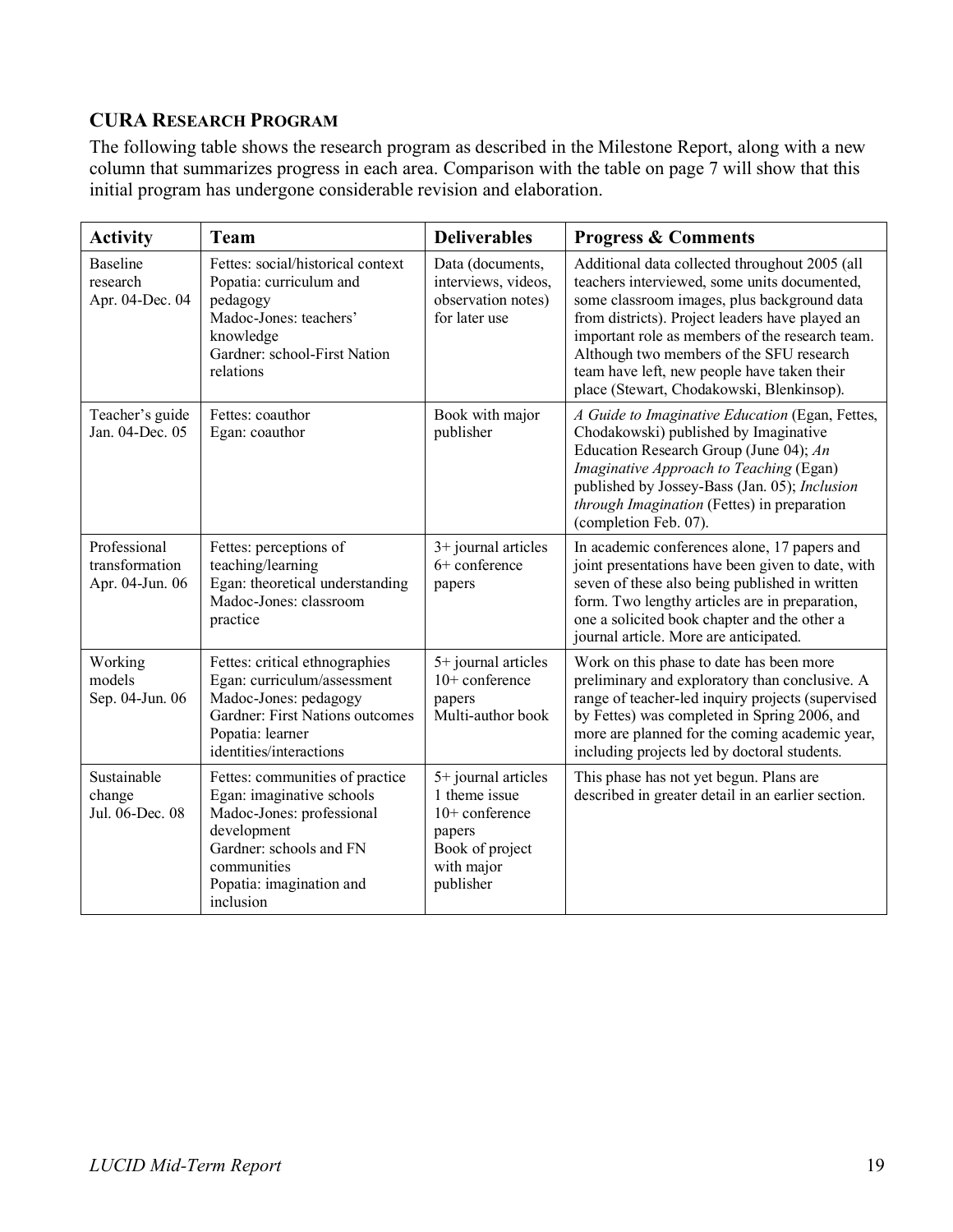## CURA Research Program

The following table shows the research program as described in the Milestone Report, along with a new column that summarizes progress in each area. Comparison with the table on page 7 will show that this initial program has undergone considerable revision and elaboration.

| Activity | Team | Deliverables | Progress & Comments |
|---|---|---|---|
| Baseline research Apr. 04-Dec. 04 | Fettes: social/historical context<br>Popatia: curriculum and pedagogy<br>Madoc-Jones: teachers' knowledge<br>Gardner: school-First Nation relations | Data (documents, interviews, videos, observation notes) for later use | Additional data collected throughout 2005 (all teachers interviewed, some units documented, some classroom images, plus background data from districts). Project leaders have played an important role as members of the research team. Although two members of the SFU research team have left, new people have taken their place (Stewart, Chodakowski, Blenkinsop). |
| Teacher's guide Jan. 04-Dec. 05 | Fettes: coauthor<br>Egan: coauthor | Book with major publisher | *A Guide to Imaginative Education* (Egan, Fettes, Chodakowski) published by Imaginative Education Research Group (June 04); *An Imaginative Approach to Teaching* (Egan) published by Jossey-Bass (Jan. 05); *Inclusion through Imagination* (Fettes) in preparation (completion Feb. 07). |
| Professional transformation Apr. 04-Jun. 06 | Fettes: perceptions of teaching/learning<br>Egan: theoretical understanding<br>Madoc-Jones: classroom practice | 3+ journal articles<br>6+ conference papers | In academic conferences alone, 17 papers and joint presentations have been given to date, with seven of these also being published in written form. Two lengthy articles are in preparation, one a solicited book chapter and the other a journal article. More are anticipated. |
| Working models Sep. 04-Jun. 06 | Fettes: critical ethnographies<br>Egan: curriculum/assessment<br>Madoc-Jones: pedagogy<br>Gardner: First Nations outcomes<br>Popatia: learner identities/interactions | 5+ journal articles<br>10+ conference papers<br>Multi-author book | Work on this phase to date has been more preliminary and exploratory than conclusive. A range of teacher-led inquiry projects (supervised by Fettes) was completed in Spring 2006, and more are planned for the coming academic year, including projects led by doctoral students. |
| Sustainable change Jul. 06-Dec. 08 | Fettes: communities of practice<br>Egan: imaginative schools<br>Madoc-Jones: professional development<br>Gardner: schools and FN communities<br>Popatia: imagination and inclusion | 5+ journal articles<br>1 theme issue<br>10+ conference papers<br>Book of project with major publisher | This phase has not yet begun. Plans are described in greater detail in an earlier section. |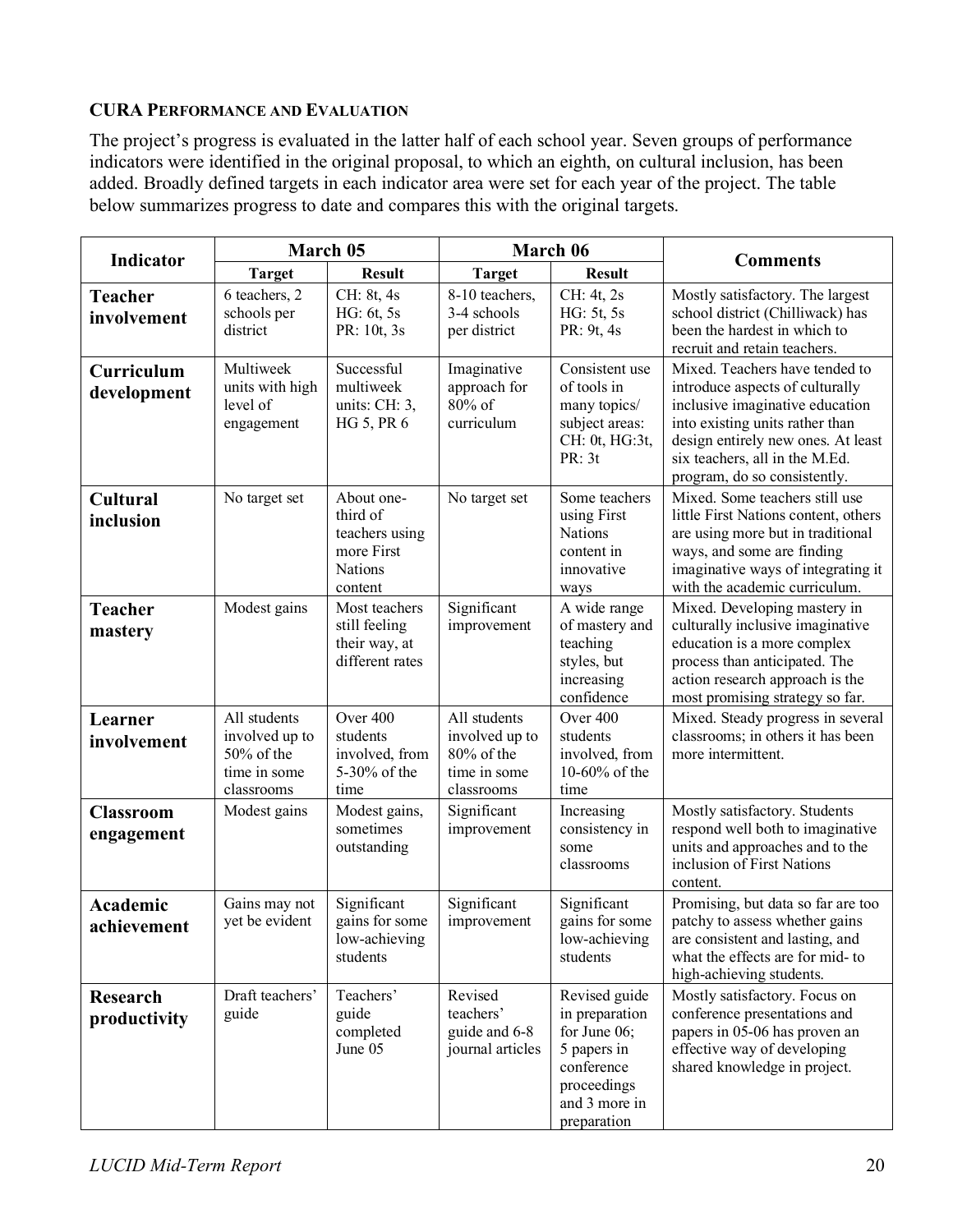### CURA PERFORMANCE AND EVALUATION

The project's progress is evaluated in the latter half of each school year. Seven groups of performance indicators were identified in the original proposal, to which an eighth, on cultural inclusion, has been added. Broadly defined targets in each indicator area were set for each year of the project. The table below summarizes progress to date and compares this with the original targets.

| Indicator | March 05 | | March 06 | | Comments |
|---|---|---|---|---|---|
| | Target | Result | Target | Result | |
| **Teacher involvement** | 6 teachers, 2 schools per district | CH: 8t, 4s HG: 6t, 5s PR: 10t, 3s | 8-10 teachers, 3-4 schools per district | CH: 4t, 2s HG: 5t, 5s PR: 9t, 4s | Mostly satisfactory. The largest school district (Chilliwack) has been the hardest in which to recruit and retain teachers. |
| **Curriculum development** | Multiweek units with high level of engagement | Successful multiweek units: CH: 3, HG 5, PR 6 | Imaginative approach for 80% of curriculum | Consistent use of tools in many topics/ subject areas: CH: 0t, HG:3t, PR: 3t | Mixed. Teachers have tended to introduce aspects of culturally inclusive imaginative education into existing units rather than design entirely new ones. At least six teachers, all in the M.Ed. program, do so consistently. |
| **Cultural inclusion** | No target set | About one-third of teachers using more First Nations content | No target set | Some teachers using First Nations content in innovative ways | Mixed. Some teachers still use little First Nations content, others are using more but in traditional ways, and some are finding imaginative ways of integrating it with the academic curriculum. |
| **Teacher mastery** | Modest gains | Most teachers still feeling their way, at different rates | Significant improvement | A wide range of mastery and teaching styles, but increasing confidence | Mixed. Developing mastery in culturally inclusive imaginative education is a more complex process than anticipated. The action research approach is the most promising strategy so far. |
| **Learner involvement** | All students involved up to 50% of the time in some classrooms | Over 400 students involved, from 5-30% of the time | All students involved up to 80% of the time in some classrooms | Over 400 students involved, from 10-60% of the time | Mixed. Steady progress in several classrooms; in others it has been more intermittent. |
| **Classroom engagement** | Modest gains | Modest gains, sometimes outstanding | Significant improvement | Increasing consistency in some classrooms | Mostly satisfactory. Students respond well both to imaginative units and approaches and to the inclusion of First Nations content. |
| **Academic achievement** | Gains may not yet be evident | Significant gains for some low-achieving students | Significant improvement | Significant gains for some low-achieving students | Promising, but data so far are too patchy to assess whether gains are consistent and lasting, and what the effects are for mid- to high-achieving students. |
| **Research productivity** | Draft teachers' guide | Teachers' guide completed June 05 | Revised teachers' guide and 6-8 journal articles | Revised guide in preparation for June 06; 5 papers in conference proceedings and 3 more in preparation | Mostly satisfactory. Focus on conference presentations and papers in 05-06 has proven an effective way of developing shared knowledge in project. |